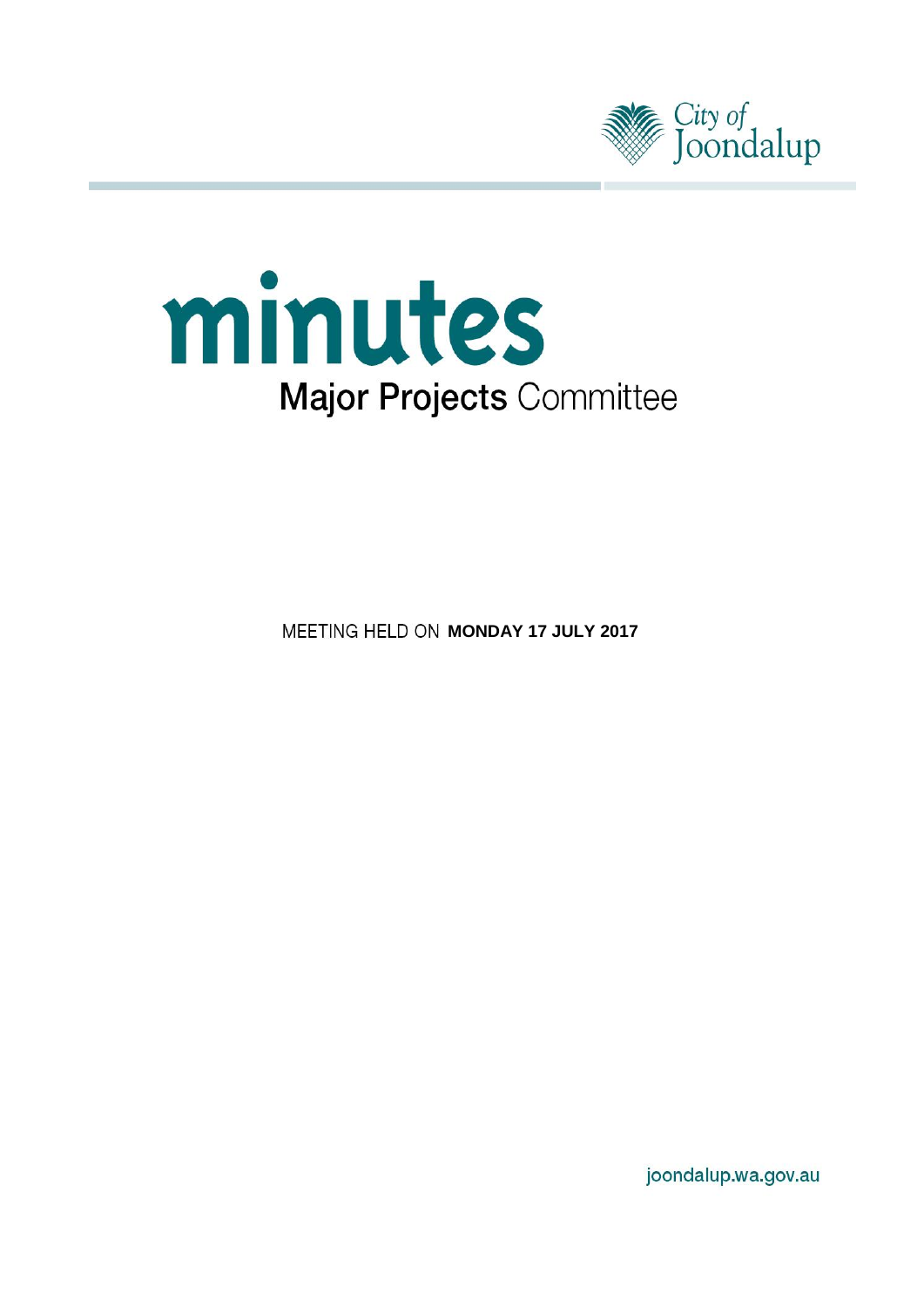City of Joondalup

# minutes

## Major Projects Committee

MEETING HELD ON **MONDAY 17 JULY 2017**

joondalup.wa.gov.au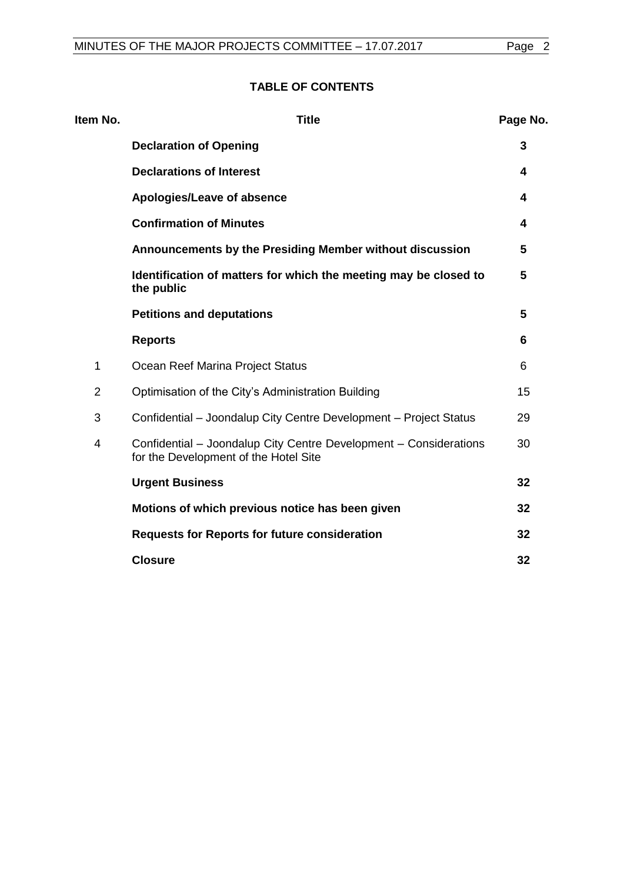**TABLE OF CONTENTS**

| Item No. | Title | Page No. |
|---|---|---|
| | **Declaration of Opening** | **3** |
| | **Declarations of Interest** | **4** |
| | **Apologies/Leave of absence** | **4** |
| | **Confirmation of Minutes** | **4** |
| | **Announcements by the Presiding Member without discussion** | **5** |
| | **Identification of matters for which the meeting may be closed to the public** | **5** |
| | **Petitions and deputations** | **5** |
| | **Reports** | **6** |
| 1 | Ocean Reef Marina Project Status | 6 |
| 2 | Optimisation of the City's Administration Building | 15 |
| 3 | Confidential – Joondalup City Centre Development – Project Status | 29 |
| 4 | Confidential – Joondalup City Centre Development – Considerations for the Development of the Hotel Site | 30 |
| | **Urgent Business** | **32** |
| | **Motions of which previous notice has been given** | **32** |
| | **Requests for Reports for future consideration** | **32** |
| | **Closure** | **32** |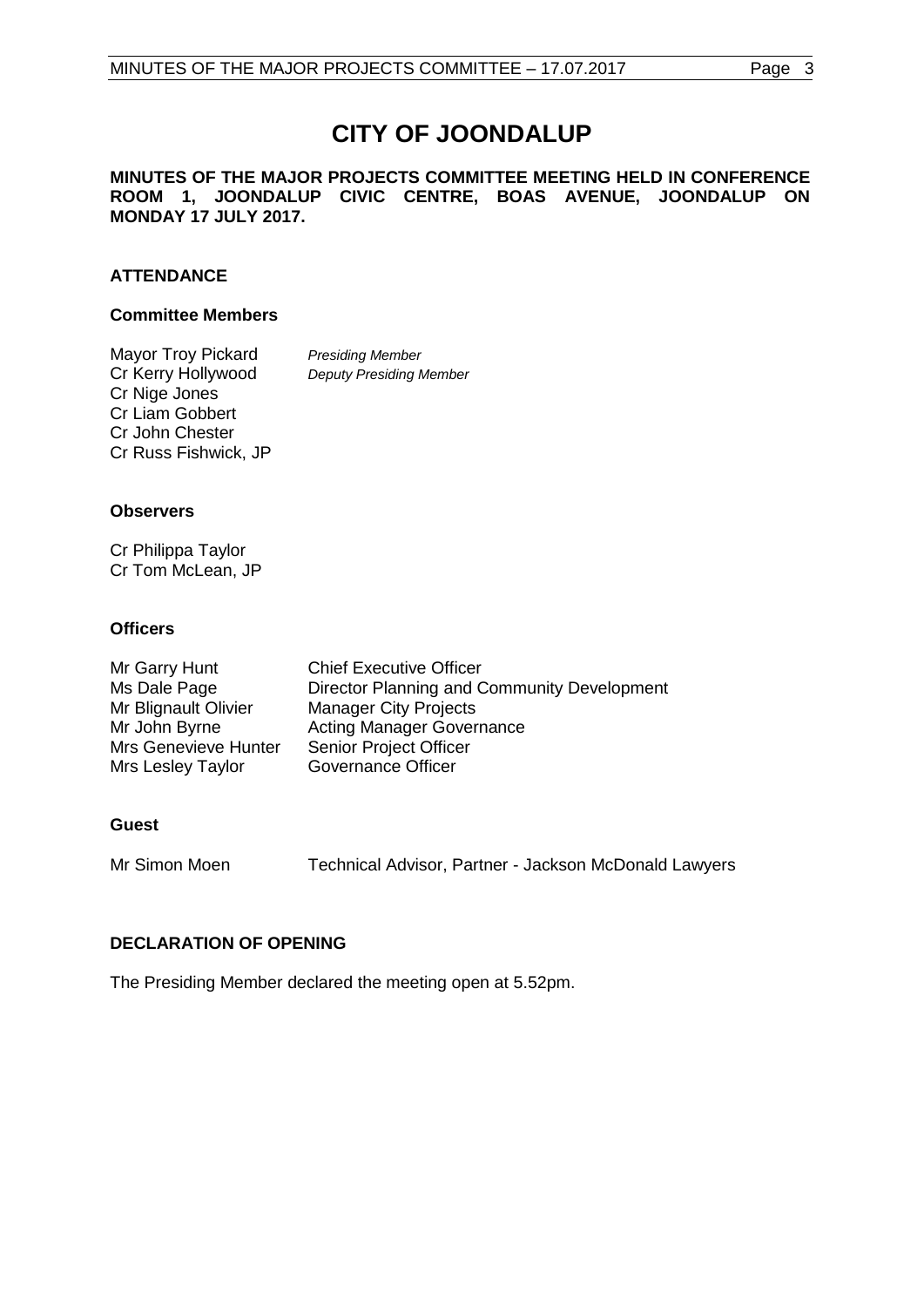# CITY OF JOONDALUP

**MINUTES OF THE MAJOR PROJECTS COMMITTEE MEETING HELD IN CONFERENCE ROOM 1, JOONDALUP CIVIC CENTRE, BOAS AVENUE, JOONDALUP ON MONDAY 17 JULY 2017.**

## ATTENDANCE

### Committee Members

| | |
|---|---|
| Mayor Troy Pickard | *Presiding Member* |
| Cr Kerry Hollywood | *Deputy Presiding Member* |
| Cr Nige Jones | |
| Cr Liam Gobbert | |
| Cr John Chester | |
| Cr Russ Fishwick, JP | |

### Observers

Cr Philippa Taylor
Cr Tom McLean, JP

### Officers

| | |
|---|---|
| Mr Garry Hunt | Chief Executive Officer |
| Ms Dale Page | Director Planning and Community Development |
| Mr Blignault Olivier | Manager City Projects |
| Mr John Byrne | Acting Manager Governance |
| Mrs Genevieve Hunter | Senior Project Officer |
| Mrs Lesley Taylor | Governance Officer |

### Guest

| | |
|---|---|
| Mr Simon Moen | Technical Advisor, Partner - Jackson McDonald Lawyers |

## DECLARATION OF OPENING

The Presiding Member declared the meeting open at 5.52pm.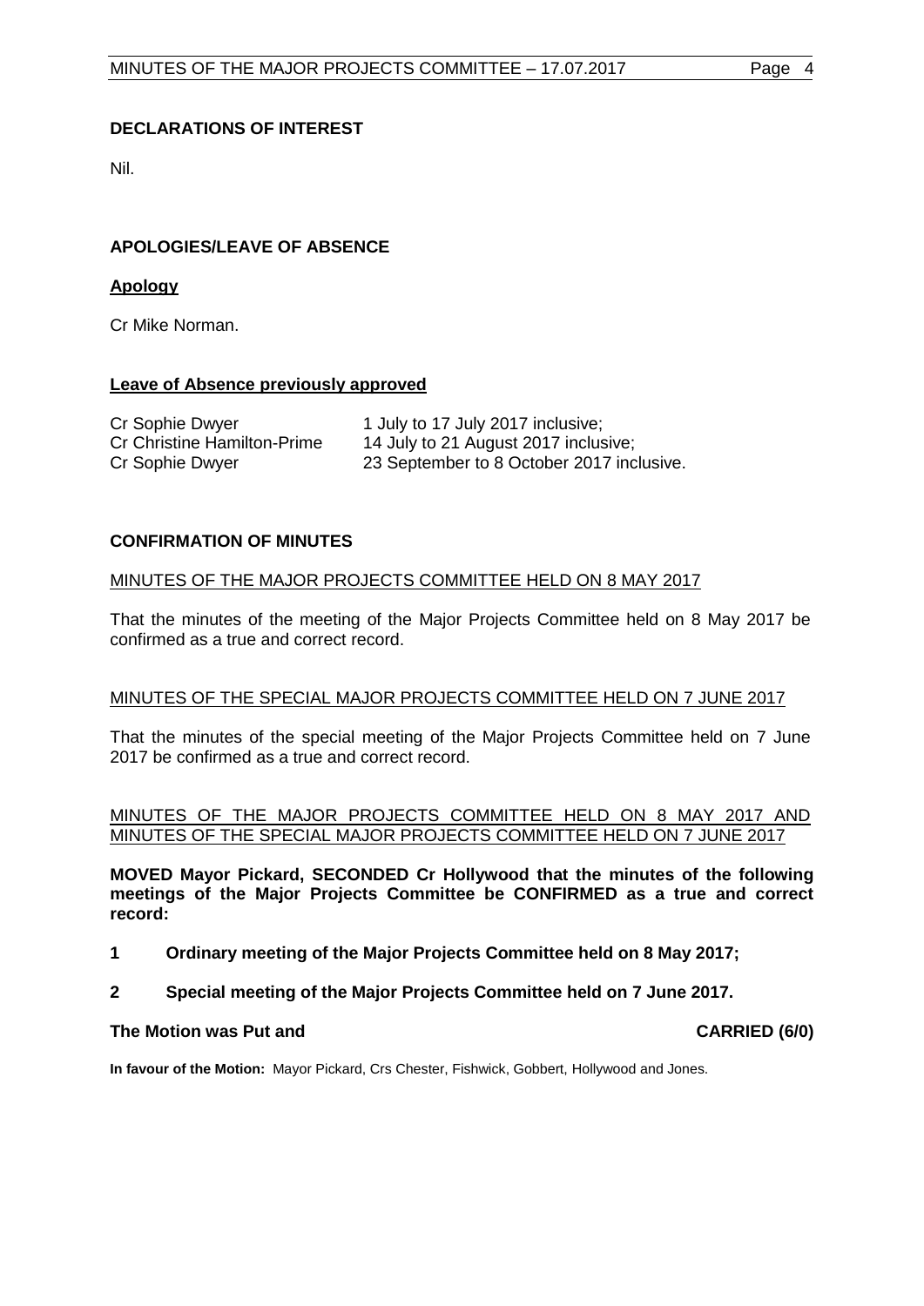## DECLARATIONS OF INTEREST

Nil.

## APOLOGIES/LEAVE OF ABSENCE

### Apology

Cr Mike Norman.

### Leave of Absence previously approved

| | |
|---|---|
| Cr Sophie Dwyer | 1 July to 17 July 2017 inclusive; |
| Cr Christine Hamilton-Prime | 14 July to 21 August 2017 inclusive; |
| Cr Sophie Dwyer | 23 September to 8 October 2017 inclusive. |

## CONFIRMATION OF MINUTES

### MINUTES OF THE MAJOR PROJECTS COMMITTEE HELD ON 8 MAY 2017

That the minutes of the meeting of the Major Projects Committee held on 8 May 2017 be confirmed as a true and correct record.

### MINUTES OF THE SPECIAL MAJOR PROJECTS COMMITTEE HELD ON 7 JUNE 2017

That the minutes of the special meeting of the Major Projects Committee held on 7 June 2017 be confirmed as a true and correct record.

### MINUTES OF THE MAJOR PROJECTS COMMITTEE HELD ON 8 MAY 2017 AND MINUTES OF THE SPECIAL MAJOR PROJECTS COMMITTEE HELD ON 7 JUNE 2017

**MOVED Mayor Pickard, SECONDED Cr Hollywood that the minutes of the following meetings of the Major Projects Committee be CONFIRMED as a true and correct record:**

**1 Ordinary meeting of the Major Projects Committee held on 8 May 2017;**

**2 Special meeting of the Major Projects Committee held on 7 June 2017.**

**The Motion was Put and CARRIED (6/0)**

**In favour of the Motion:** Mayor Pickard, Crs Chester, Fishwick, Gobbert, Hollywood and Jones.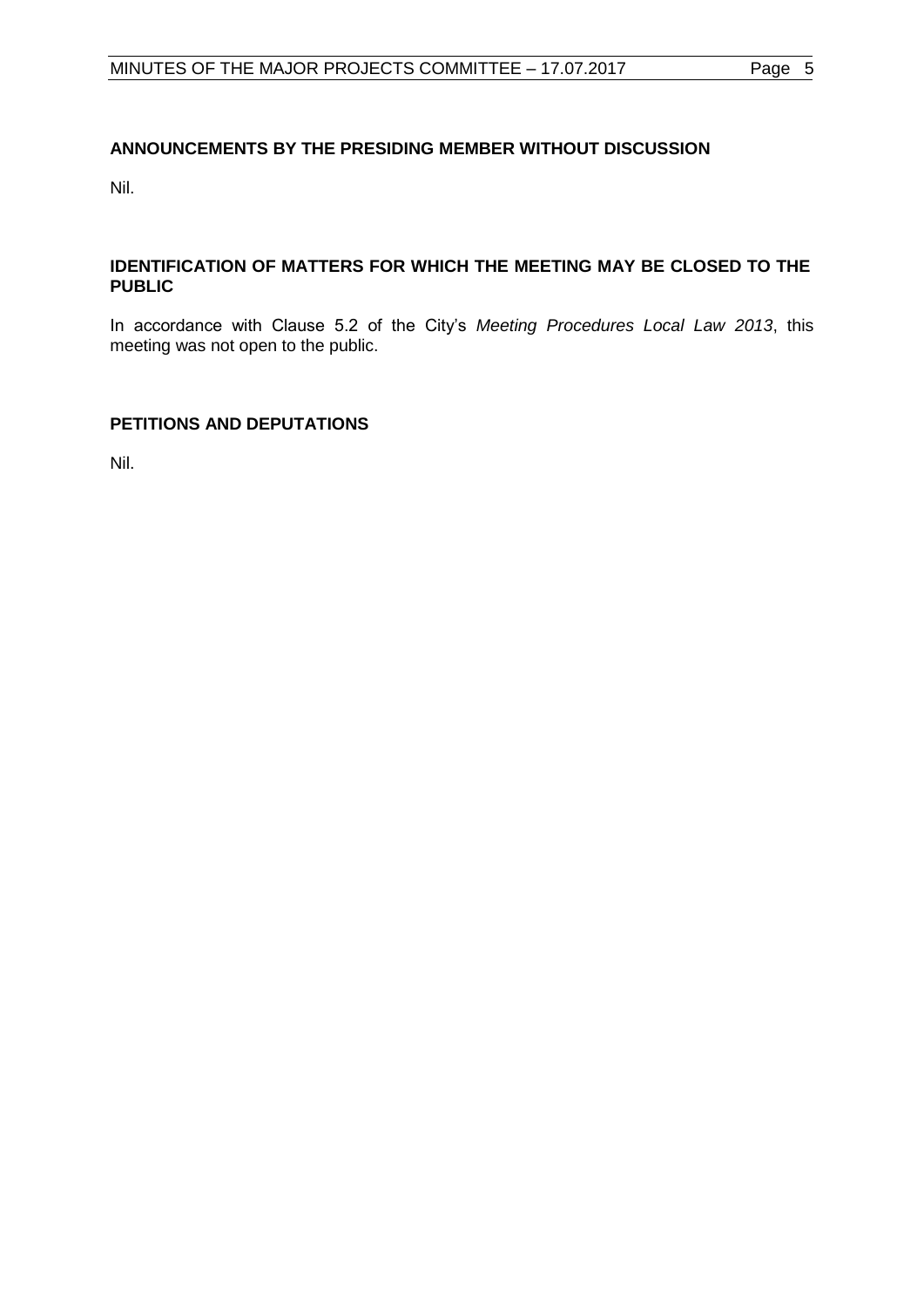## ANNOUNCEMENTS BY THE PRESIDING MEMBER WITHOUT DISCUSSION

Nil.

## IDENTIFICATION OF MATTERS FOR WHICH THE MEETING MAY BE CLOSED TO THE PUBLIC

In accordance with Clause 5.2 of the City's *Meeting Procedures Local Law 2013*, this meeting was not open to the public.

## PETITIONS AND DEPUTATIONS

Nil.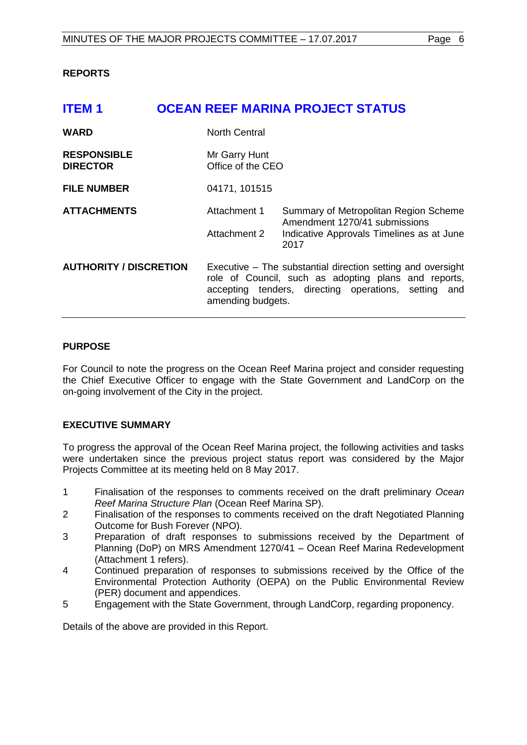## REPORTS

# ITEM 1 OCEAN REEF MARINA PROJECT STATUS

| | | |
|---|---|---|
| **WARD** | North Central | |
| **RESPONSIBLE DIRECTOR** | Mr Garry Hunt<br>Office of the CEO | |
| **FILE NUMBER** | 04171, 101515 | |
| **ATTACHMENTS** | Attachment 1 | Summary of Metropolitan Region Scheme Amendment 1270/41 submissions |
| | Attachment 2 | Indicative Approvals Timelines as at June 2017 |
| **AUTHORITY / DISCRETION** | Executive – The substantial direction setting and oversight role of Council, such as adopting plans and reports, accepting tenders, directing operations, setting and amending budgets. | |

### PURPOSE

For Council to note the progress on the Ocean Reef Marina project and consider requesting the Chief Executive Officer to engage with the State Government and LandCorp on the on-going involvement of the City in the project.

### EXECUTIVE SUMMARY

To progress the approval of the Ocean Reef Marina project, the following activities and tasks were undertaken since the previous project status report was considered by the Major Projects Committee at its meeting held on 8 May 2017.

1. Finalisation of the responses to comments received on the draft preliminary *Ocean Reef Marina Structure Plan* (Ocean Reef Marina SP).
2. Finalisation of the responses to comments received on the draft Negotiated Planning Outcome for Bush Forever (NPO).
3. Preparation of draft responses to submissions received by the Department of Planning (DoP) on MRS Amendment 1270/41 – Ocean Reef Marina Redevelopment (Attachment 1 refers).
4. Continued preparation of responses to submissions received by the Office of the Environmental Protection Authority (OEPA) on the Public Environmental Review (PER) document and appendices.
5. Engagement with the State Government, through LandCorp, regarding proponency.

Details of the above are provided in this Report.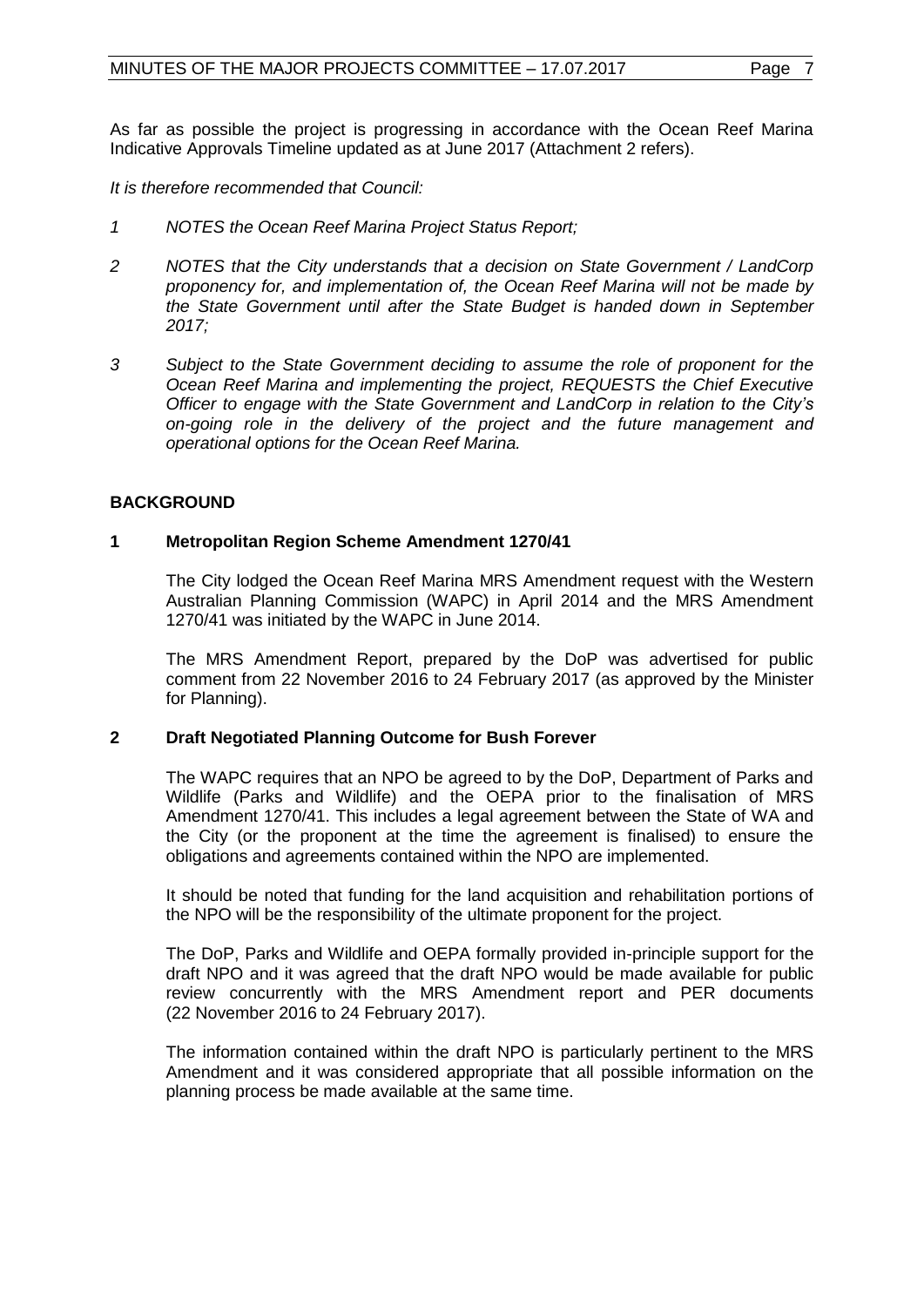As far as possible the project is progressing in accordance with the Ocean Reef Marina Indicative Approvals Timeline updated as at June 2017 (Attachment 2 refers).

*It is therefore recommended that Council:*

1. *NOTES the Ocean Reef Marina Project Status Report;*
2. *NOTES that the City understands that a decision on State Government / LandCorp proponency for, and implementation of, the Ocean Reef Marina will not be made by the State Government until after the State Budget is handed down in September 2017;*
3. *Subject to the State Government deciding to assume the role of proponent for the Ocean Reef Marina and implementing the project, REQUESTS the Chief Executive Officer to engage with the State Government and LandCorp in relation to the City's on-going role in the delivery of the project and the future management and operational options for the Ocean Reef Marina.*

## BACKGROUND

### 1 Metropolitan Region Scheme Amendment 1270/41

The City lodged the Ocean Reef Marina MRS Amendment request with the Western Australian Planning Commission (WAPC) in April 2014 and the MRS Amendment 1270/41 was initiated by the WAPC in June 2014.

The MRS Amendment Report, prepared by the DoP was advertised for public comment from 22 November 2016 to 24 February 2017 (as approved by the Minister for Planning).

### 2 Draft Negotiated Planning Outcome for Bush Forever

The WAPC requires that an NPO be agreed to by the DoP, Department of Parks and Wildlife (Parks and Wildlife) and the OEPA prior to the finalisation of MRS Amendment 1270/41. This includes a legal agreement between the State of WA and the City (or the proponent at the time the agreement is finalised) to ensure the obligations and agreements contained within the NPO are implemented.

It should be noted that funding for the land acquisition and rehabilitation portions of the NPO will be the responsibility of the ultimate proponent for the project.

The DoP, Parks and Wildlife and OEPA formally provided in-principle support for the draft NPO and it was agreed that the draft NPO would be made available for public review concurrently with the MRS Amendment report and PER documents (22 November 2016 to 24 February 2017).

The information contained within the draft NPO is particularly pertinent to the MRS Amendment and it was considered appropriate that all possible information on the planning process be made available at the same time.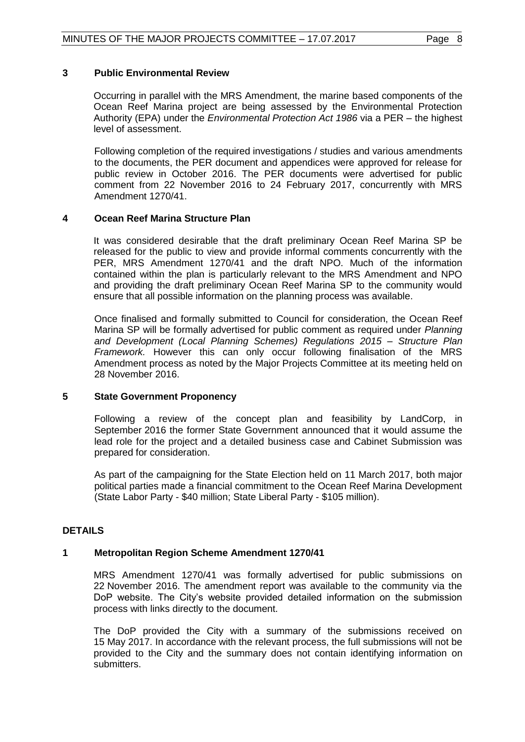### 3 Public Environmental Review

Occurring in parallel with the MRS Amendment, the marine based components of the Ocean Reef Marina project are being assessed by the Environmental Protection Authority (EPA) under the *Environmental Protection Act 1986* via a PER – the highest level of assessment.

Following completion of the required investigations / studies and various amendments to the documents, the PER document and appendices were approved for release for public review in October 2016. The PER documents were advertised for public comment from 22 November 2016 to 24 February 2017, concurrently with MRS Amendment 1270/41.

### 4 Ocean Reef Marina Structure Plan

It was considered desirable that the draft preliminary Ocean Reef Marina SP be released for the public to view and provide informal comments concurrently with the PER, MRS Amendment 1270/41 and the draft NPO. Much of the information contained within the plan is particularly relevant to the MRS Amendment and NPO and providing the draft preliminary Ocean Reef Marina SP to the community would ensure that all possible information on the planning process was available.

Once finalised and formally submitted to Council for consideration, the Ocean Reef Marina SP will be formally advertised for public comment as required under *Planning and Development (Local Planning Schemes) Regulations 2015 – Structure Plan Framework.* However this can only occur following finalisation of the MRS Amendment process as noted by the Major Projects Committee at its meeting held on 28 November 2016.

### 5 State Government Proponency

Following a review of the concept plan and feasibility by LandCorp, in September 2016 the former State Government announced that it would assume the lead role for the project and a detailed business case and Cabinet Submission was prepared for consideration.

As part of the campaigning for the State Election held on 11 March 2017, both major political parties made a financial commitment to the Ocean Reef Marina Development (State Labor Party - $40 million; State Liberal Party - $105 million).

## DETAILS

### 1 Metropolitan Region Scheme Amendment 1270/41

MRS Amendment 1270/41 was formally advertised for public submissions on 22 November 2016. The amendment report was available to the community via the DoP website. The City's website provided detailed information on the submission process with links directly to the document.

The DoP provided the City with a summary of the submissions received on 15 May 2017. In accordance with the relevant process, the full submissions will not be provided to the City and the summary does not contain identifying information on submitters.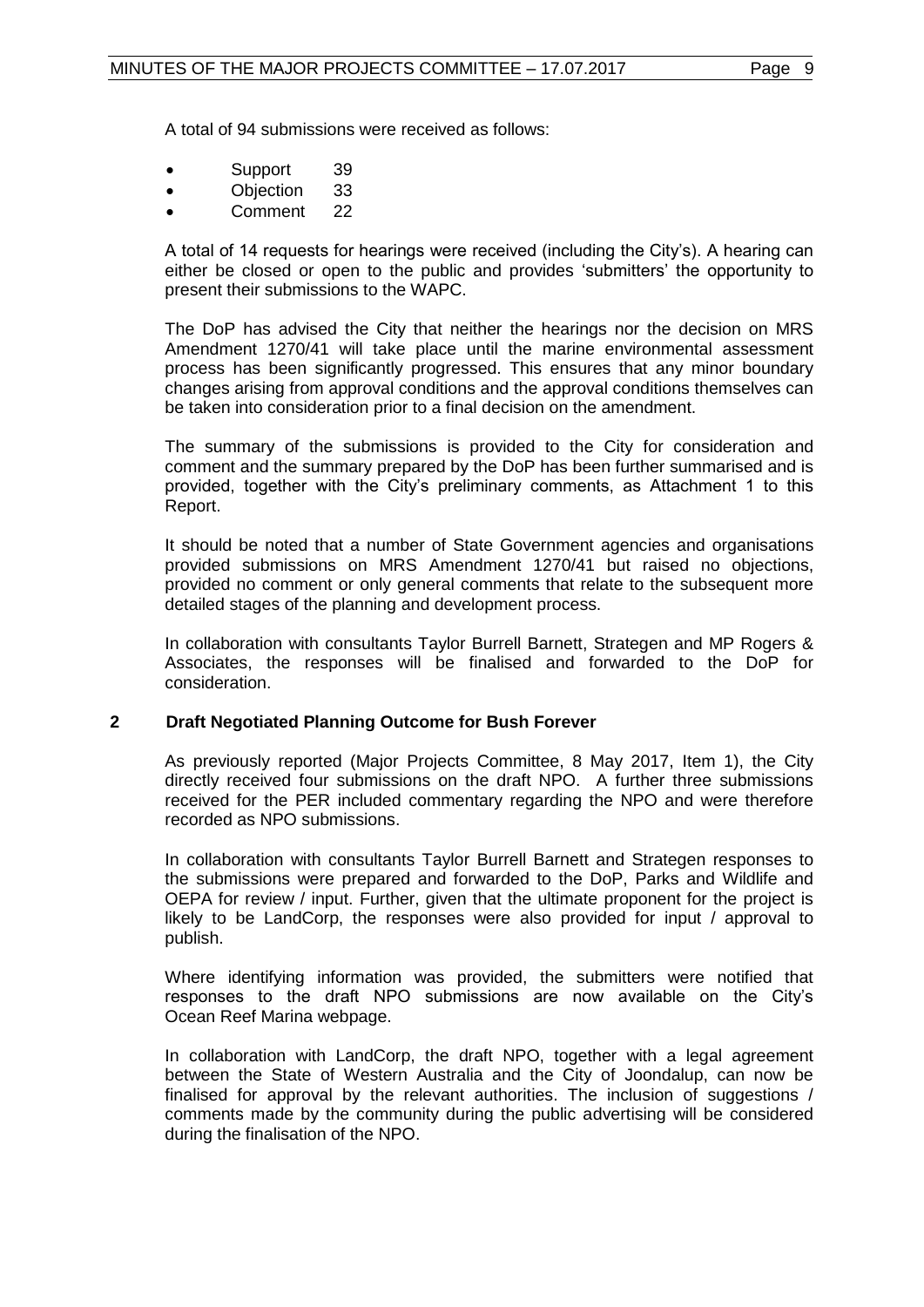A total of 94 submissions were received as follows:

- Support 39
- Objection 33
- Comment 22

A total of 14 requests for hearings were received (including the City's). A hearing can either be closed or open to the public and provides 'submitters' the opportunity to present their submissions to the WAPC.

The DoP has advised the City that neither the hearings nor the decision on MRS Amendment 1270/41 will take place until the marine environmental assessment process has been significantly progressed. This ensures that any minor boundary changes arising from approval conditions and the approval conditions themselves can be taken into consideration prior to a final decision on the amendment.

The summary of the submissions is provided to the City for consideration and comment and the summary prepared by the DoP has been further summarised and is provided, together with the City's preliminary comments, as Attachment 1 to this Report.

It should be noted that a number of State Government agencies and organisations provided submissions on MRS Amendment 1270/41 but raised no objections, provided no comment or only general comments that relate to the subsequent more detailed stages of the planning and development process.

In collaboration with consultants Taylor Burrell Barnett, Strategen and MP Rogers & Associates, the responses will be finalised and forwarded to the DoP for consideration.

## 2 Draft Negotiated Planning Outcome for Bush Forever

As previously reported (Major Projects Committee, 8 May 2017, Item 1), the City directly received four submissions on the draft NPO. A further three submissions received for the PER included commentary regarding the NPO and were therefore recorded as NPO submissions.

In collaboration with consultants Taylor Burrell Barnett and Strategen responses to the submissions were prepared and forwarded to the DoP, Parks and Wildlife and OEPA for review / input. Further, given that the ultimate proponent for the project is likely to be LandCorp, the responses were also provided for input / approval to publish.

Where identifying information was provided, the submitters were notified that responses to the draft NPO submissions are now available on the City's Ocean Reef Marina webpage.

In collaboration with LandCorp, the draft NPO, together with a legal agreement between the State of Western Australia and the City of Joondalup, can now be finalised for approval by the relevant authorities. The inclusion of suggestions / comments made by the community during the public advertising will be considered during the finalisation of the NPO.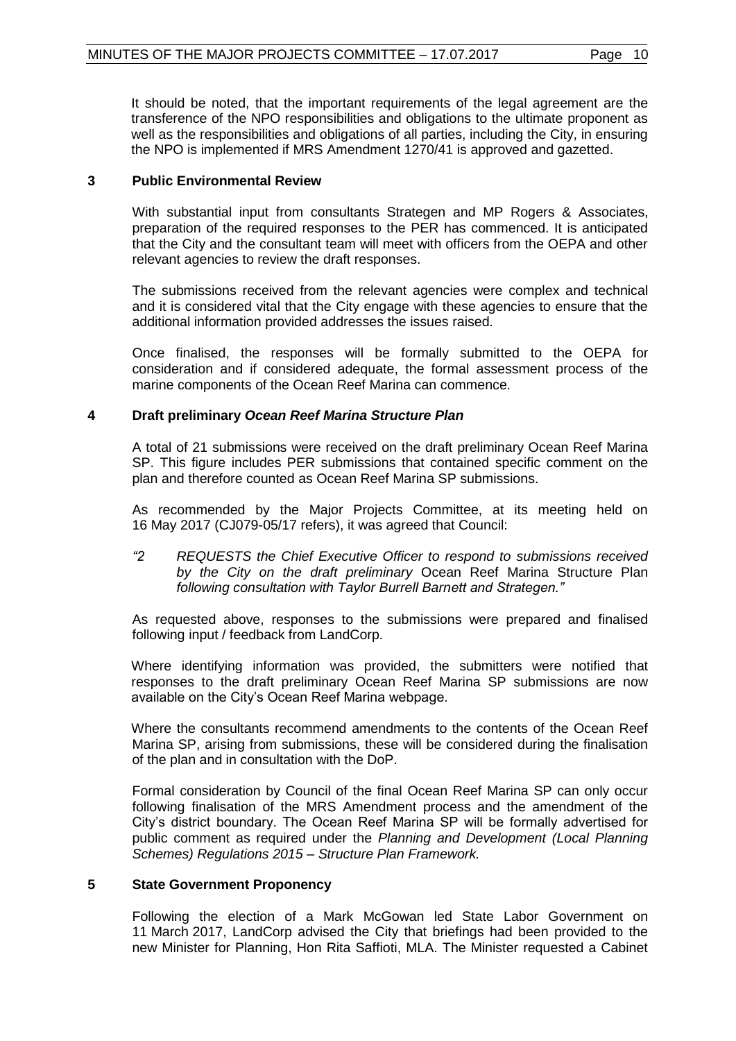It should be noted, that the important requirements of the legal agreement are the transference of the NPO responsibilities and obligations to the ultimate proponent as well as the responsibilities and obligations of all parties, including the City, in ensuring the NPO is implemented if MRS Amendment 1270/41 is approved and gazetted.

### 3 Public Environmental Review

With substantial input from consultants Strategen and MP Rogers & Associates, preparation of the required responses to the PER has commenced. It is anticipated that the City and the consultant team will meet with officers from the OEPA and other relevant agencies to review the draft responses.

The submissions received from the relevant agencies were complex and technical and it is considered vital that the City engage with these agencies to ensure that the additional information provided addresses the issues raised.

Once finalised, the responses will be formally submitted to the OEPA for consideration and if considered adequate, the formal assessment process of the marine components of the Ocean Reef Marina can commence.

### 4 Draft preliminary *Ocean Reef Marina Structure Plan*

A total of 21 submissions were received on the draft preliminary Ocean Reef Marina SP. This figure includes PER submissions that contained specific comment on the plan and therefore counted as Ocean Reef Marina SP submissions.

As recommended by the Major Projects Committee, at its meeting held on 16 May 2017 (CJ079-05/17 refers), it was agreed that Council:

*"2 REQUESTS the Chief Executive Officer to respond to submissions received by the City on the draft preliminary* Ocean Reef Marina Structure Plan *following consultation with Taylor Burrell Barnett and Strategen."*

As requested above, responses to the submissions were prepared and finalised following input / feedback from LandCorp.

Where identifying information was provided, the submitters were notified that responses to the draft preliminary Ocean Reef Marina SP submissions are now available on the City's Ocean Reef Marina webpage.

Where the consultants recommend amendments to the contents of the Ocean Reef Marina SP, arising from submissions, these will be considered during the finalisation of the plan and in consultation with the DoP.

Formal consideration by Council of the final Ocean Reef Marina SP can only occur following finalisation of the MRS Amendment process and the amendment of the City's district boundary. The Ocean Reef Marina SP will be formally advertised for public comment as required under the *Planning and Development (Local Planning Schemes) Regulations 2015 – Structure Plan Framework.*

### 5 State Government Proponency

Following the election of a Mark McGowan led State Labor Government on 11 March 2017, LandCorp advised the City that briefings had been provided to the new Minister for Planning, Hon Rita Saffioti, MLA. The Minister requested a Cabinet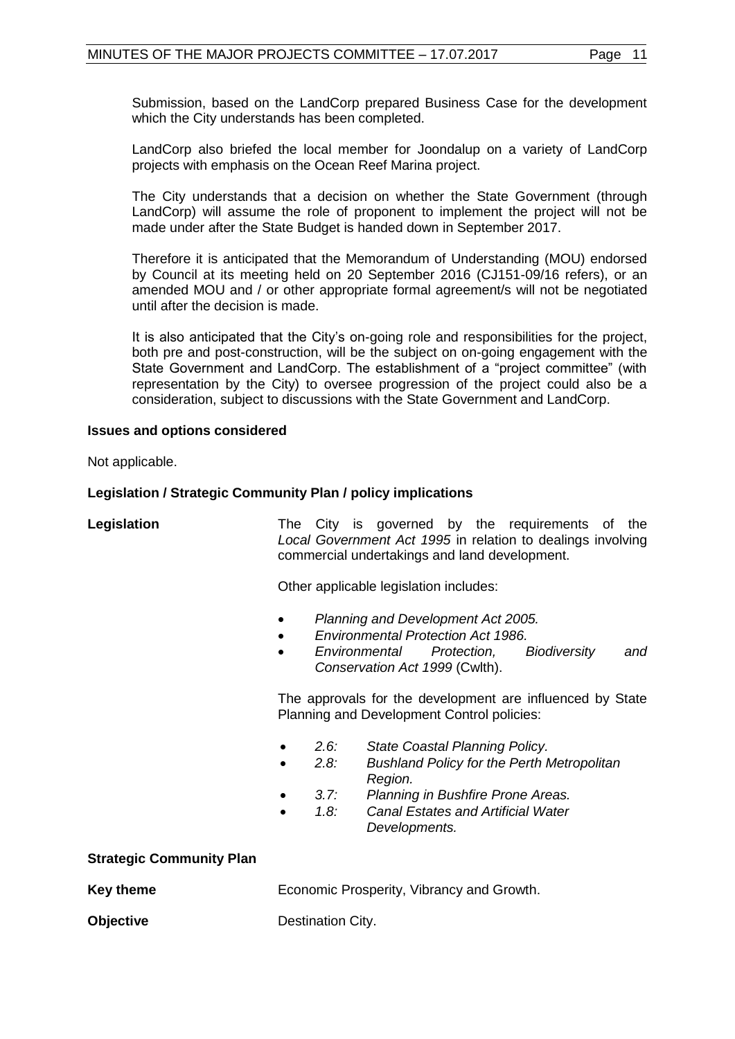Submission, based on the LandCorp prepared Business Case for the development which the City understands has been completed.

LandCorp also briefed the local member for Joondalup on a variety of LandCorp projects with emphasis on the Ocean Reef Marina project.

The City understands that a decision on whether the State Government (through LandCorp) will assume the role of proponent to implement the project will not be made under after the State Budget is handed down in September 2017.

Therefore it is anticipated that the Memorandum of Understanding (MOU) endorsed by Council at its meeting held on 20 September 2016 (CJ151-09/16 refers), or an amended MOU and / or other appropriate formal agreement/s will not be negotiated until after the decision is made.

It is also anticipated that the City's on-going role and responsibilities for the project, both pre and post-construction, will be the subject on on-going engagement with the State Government and LandCorp. The establishment of a "project committee" (with representation by the City) to oversee progression of the project could also be a consideration, subject to discussions with the State Government and LandCorp.

**Issues and options considered**

Not applicable.

**Legislation / Strategic Community Plan / policy implications**

**Legislation**

The City is governed by the requirements of the *Local Government Act 1995* in relation to dealings involving commercial undertakings and land development.

Other applicable legislation includes:

- *Planning and Development Act 2005.*
- *Environmental Protection Act 1986.*
- *Environmental Protection, Biodiversity and Conservation Act 1999* (Cwlth).

The approvals for the development are influenced by State Planning and Development Control policies:

- *2.6: State Coastal Planning Policy.*
- *2.8: Bushland Policy for the Perth Metropolitan Region.*
- *3.7: Planning in Bushfire Prone Areas.*
- *1.8: Canal Estates and Artificial Water Developments.*

**Strategic Community Plan**

**Key theme** Economic Prosperity, Vibrancy and Growth.

**Objective** Destination City.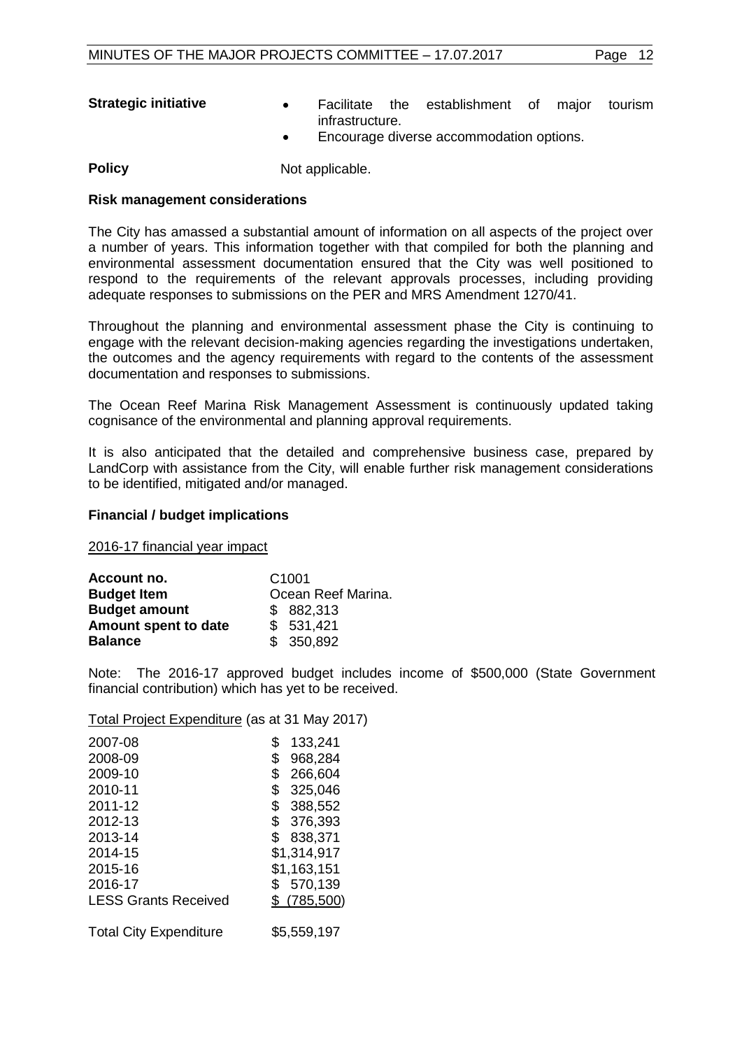**Strategic initiative**

- Facilitate the establishment of major tourism infrastructure.
- Encourage diverse accommodation options.

**Policy** Not applicable.

### Risk management considerations

The City has amassed a substantial amount of information on all aspects of the project over a number of years. This information together with that compiled for both the planning and environmental assessment documentation ensured that the City was well positioned to respond to the requirements of the relevant approvals processes, including providing adequate responses to submissions on the PER and MRS Amendment 1270/41.

Throughout the planning and environmental assessment phase the City is continuing to engage with the relevant decision-making agencies regarding the investigations undertaken, the outcomes and the agency requirements with regard to the contents of the assessment documentation and responses to submissions.

The Ocean Reef Marina Risk Management Assessment is continuously updated taking cognisance of the environmental and planning approval requirements.

It is also anticipated that the detailed and comprehensive business case, prepared by LandCorp with assistance from the City, will enable further risk management considerations to be identified, mitigated and/or managed.

### Financial / budget implications

2016-17 financial year impact

| | |
|---|---|
| **Account no.** | C1001 |
| **Budget Item** | Ocean Reef Marina. |
| **Budget amount** | $ 882,313 |
| **Amount spent to date** | $ 531,421 |
| **Balance** | $ 350,892 |

Note: The 2016-17 approved budget includes income of $500,000 (State Government financial contribution) which has yet to be received.

Total Project Expenditure (as at 31 May 2017)

| | |
|---|---|
| 2007-08 | $ 133,241 |
| 2008-09 | $ 968,284 |
| 2009-10 | $ 266,604 |
| 2010-11 | $ 325,046 |
| 2011-12 | $ 388,552 |
| 2012-13 | $ 376,393 |
| 2013-14 | $ 838,371 |
| 2014-15 | $1,314,917 |
| 2015-16 | $1,163,151 |
| 2016-17 | $ 570,139 |
| LESS Grants Received | $ (785,500) |
| Total City Expenditure | $5,559,197 |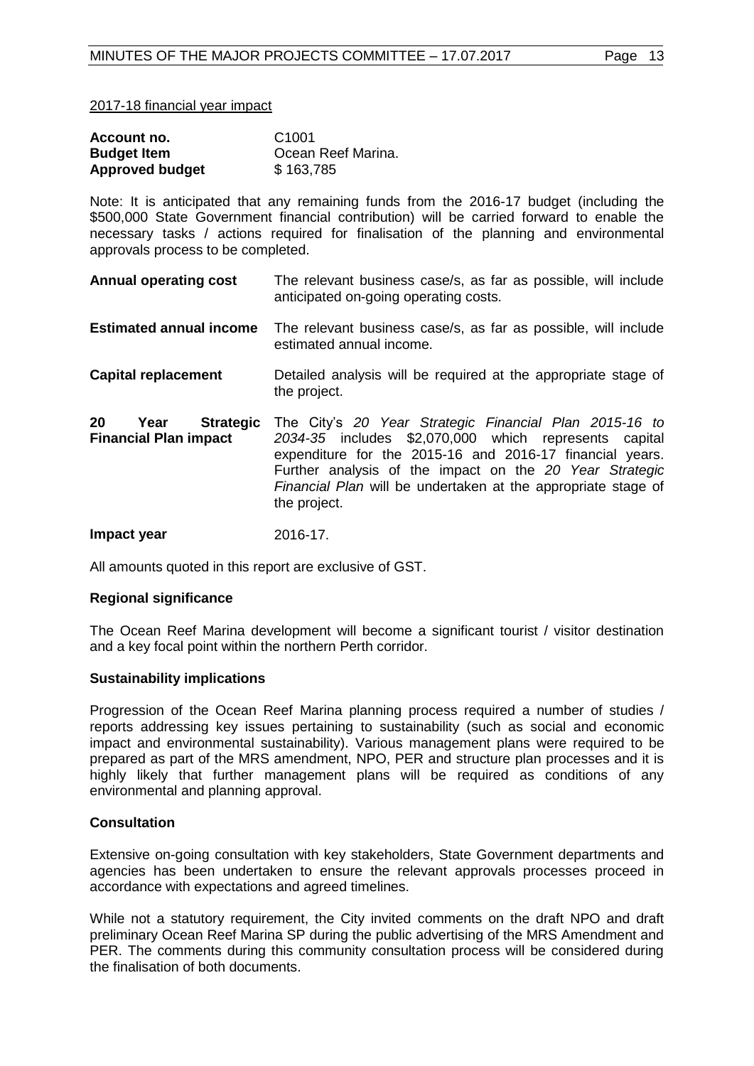2017-18 financial year impact

| | |
|---|---|
| **Account no.** | C1001 |
| **Budget Item** | Ocean Reef Marina. |
| **Approved budget** | $ 163,785 |

Note: It is anticipated that any remaining funds from the 2016-17 budget (including the $500,000 State Government financial contribution) will be carried forward to enable the necessary tasks / actions required for finalisation of the planning and environmental approvals process to be completed.

| | |
|---|---|
| **Annual operating cost** | The relevant business case/s, as far as possible, will include anticipated on-going operating costs. |
| **Estimated annual income** | The relevant business case/s, as far as possible, will include estimated annual income. |
| **Capital replacement** | Detailed analysis will be required at the appropriate stage of the project. |
| **20 Year Strategic Financial Plan impact** | The City's *20 Year Strategic Financial Plan 2015-16 to 2034-35* includes $2,070,000 which represents capital expenditure for the 2015-16 and 2016-17 financial years. Further analysis of the impact on the *20 Year Strategic Financial Plan* will be undertaken at the appropriate stage of the project. |
| **Impact year** | 2016-17. |

All amounts quoted in this report are exclusive of GST.

**Regional significance**

The Ocean Reef Marina development will become a significant tourist / visitor destination and a key focal point within the northern Perth corridor.

**Sustainability implications**

Progression of the Ocean Reef Marina planning process required a number of studies / reports addressing key issues pertaining to sustainability (such as social and economic impact and environmental sustainability). Various management plans were required to be prepared as part of the MRS amendment, NPO, PER and structure plan processes and it is highly likely that further management plans will be required as conditions of any environmental and planning approval.

**Consultation**

Extensive on-going consultation with key stakeholders, State Government departments and agencies has been undertaken to ensure the relevant approvals processes proceed in accordance with expectations and agreed timelines.

While not a statutory requirement, the City invited comments on the draft NPO and draft preliminary Ocean Reef Marina SP during the public advertising of the MRS Amendment and PER. The comments during this community consultation process will be considered during the finalisation of both documents.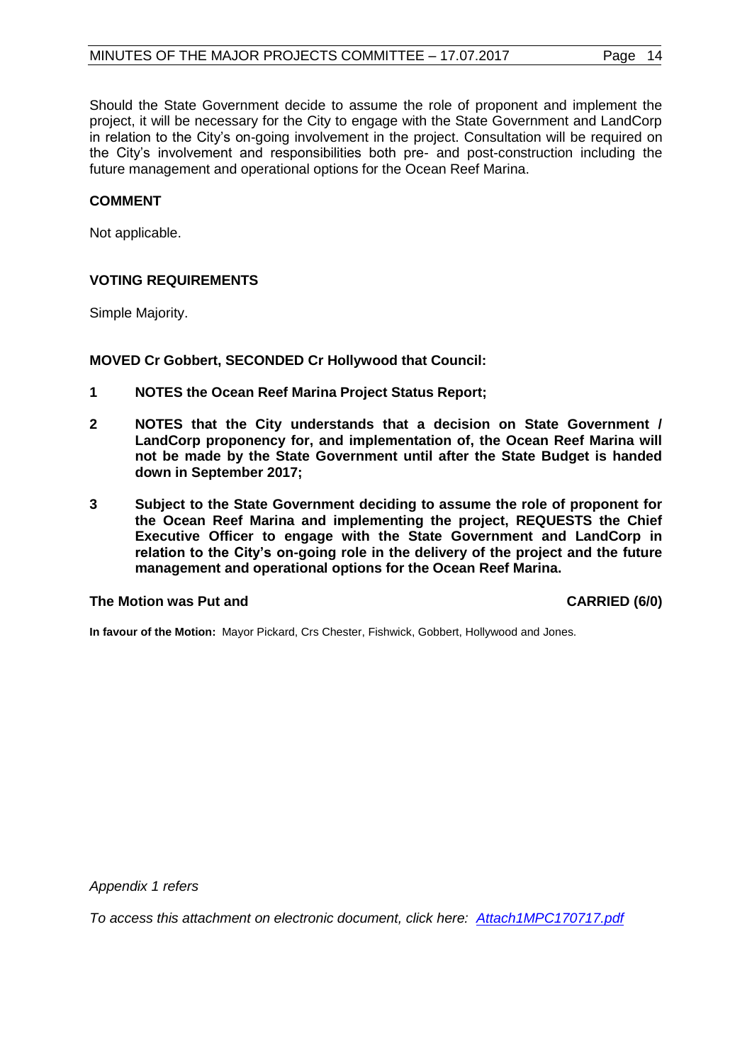Should the State Government decide to assume the role of proponent and implement the project, it will be necessary for the City to engage with the State Government and LandCorp in relation to the City's on-going involvement in the project. Consultation will be required on the City's involvement and responsibilities both pre- and post-construction including the future management and operational options for the Ocean Reef Marina.

## COMMENT

Not applicable.

## VOTING REQUIREMENTS

Simple Majority.

**MOVED Cr Gobbert, SECONDED Cr Hollywood that Council:**

**1 NOTES the Ocean Reef Marina Project Status Report;**

**2 NOTES that the City understands that a decision on State Government / LandCorp proponency for, and implementation of, the Ocean Reef Marina will not be made by the State Government until after the State Budget is handed down in September 2017;**

**3 Subject to the State Government deciding to assume the role of proponent for the Ocean Reef Marina and implementing the project, REQUESTS the Chief Executive Officer to engage with the State Government and LandCorp in relation to the City's on-going role in the delivery of the project and the future management and operational options for the Ocean Reef Marina.**

**The Motion was Put and CARRIED (6/0)**

**In favour of the Motion:** Mayor Pickard, Crs Chester, Fishwick, Gobbert, Hollywood and Jones.

*Appendix 1 refers*

*To access this attachment on electronic document, click here: Attach1MPC170717.pdf*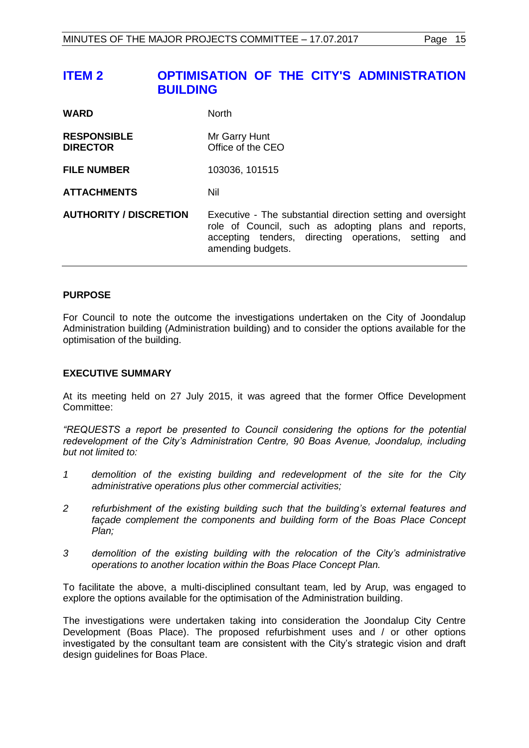# ITEM 2 OPTIMISATION OF THE CITY'S ADMINISTRATION BUILDING

| | |
|---|---|
| **WARD** | North |
| **RESPONSIBLE DIRECTOR** | Mr Garry Hunt<br>Office of the CEO |
| **FILE NUMBER** | 103036, 101515 |
| **ATTACHMENTS** | Nil |
| **AUTHORITY / DISCRETION** | Executive - The substantial direction setting and oversight role of Council, such as adopting plans and reports, accepting tenders, directing operations, setting and amending budgets. |

## PURPOSE

For Council to note the outcome the investigations undertaken on the City of Joondalup Administration building (Administration building) and to consider the options available for the optimisation of the building.

## EXECUTIVE SUMMARY

At its meeting held on 27 July 2015, it was agreed that the former Office Development Committee:

*"REQUESTS a report be presented to Council considering the options for the potential redevelopment of the City's Administration Centre, 90 Boas Avenue, Joondalup, including but not limited to:*

1. *demolition of the existing building and redevelopment of the site for the City administrative operations plus other commercial activities;*
2. *refurbishment of the existing building such that the building's external features and façade complement the components and building form of the Boas Place Concept Plan;*
3. *demolition of the existing building with the relocation of the City's administrative operations to another location within the Boas Place Concept Plan.*

To facilitate the above, a multi-disciplined consultant team, led by Arup, was engaged to explore the options available for the optimisation of the Administration building.

The investigations were undertaken taking into consideration the Joondalup City Centre Development (Boas Place). The proposed refurbishment uses and / or other options investigated by the consultant team are consistent with the City's strategic vision and draft design guidelines for Boas Place.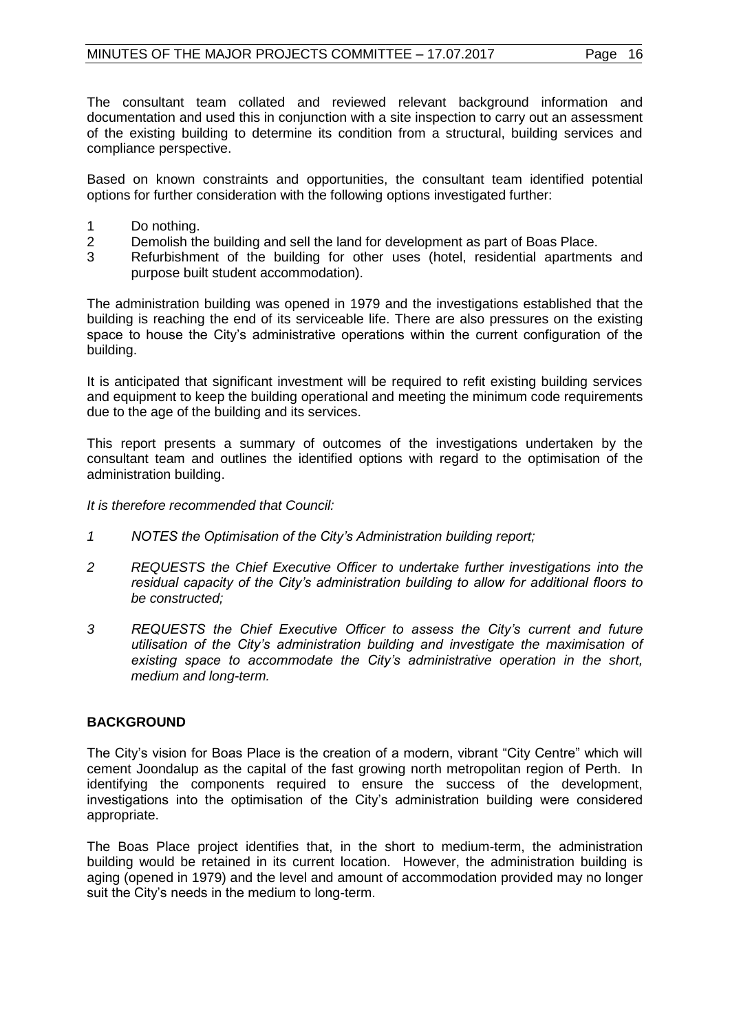The consultant team collated and reviewed relevant background information and documentation and used this in conjunction with a site inspection to carry out an assessment of the existing building to determine its condition from a structural, building services and compliance perspective.

Based on known constraints and opportunities, the consultant team identified potential options for further consideration with the following options investigated further:

1 Do nothing.
2 Demolish the building and sell the land for development as part of Boas Place.
3 Refurbishment of the building for other uses (hotel, residential apartments and purpose built student accommodation).

The administration building was opened in 1979 and the investigations established that the building is reaching the end of its serviceable life. There are also pressures on the existing space to house the City's administrative operations within the current configuration of the building.

It is anticipated that significant investment will be required to refit existing building services and equipment to keep the building operational and meeting the minimum code requirements due to the age of the building and its services.

This report presents a summary of outcomes of the investigations undertaken by the consultant team and outlines the identified options with regard to the optimisation of the administration building.

*It is therefore recommended that Council:*

*1 NOTES the Optimisation of the City's Administration building report;*

*2 REQUESTS the Chief Executive Officer to undertake further investigations into the residual capacity of the City's administration building to allow for additional floors to be constructed;*

*3 REQUESTS the Chief Executive Officer to assess the City's current and future utilisation of the City's administration building and investigate the maximisation of existing space to accommodate the City's administrative operation in the short, medium and long-term.*

## BACKGROUND

The City's vision for Boas Place is the creation of a modern, vibrant "City Centre" which will cement Joondalup as the capital of the fast growing north metropolitan region of Perth. In identifying the components required to ensure the success of the development, investigations into the optimisation of the City's administration building were considered appropriate.

The Boas Place project identifies that, in the short to medium-term, the administration building would be retained in its current location. However, the administration building is aging (opened in 1979) and the level and amount of accommodation provided may no longer suit the City's needs in the medium to long-term.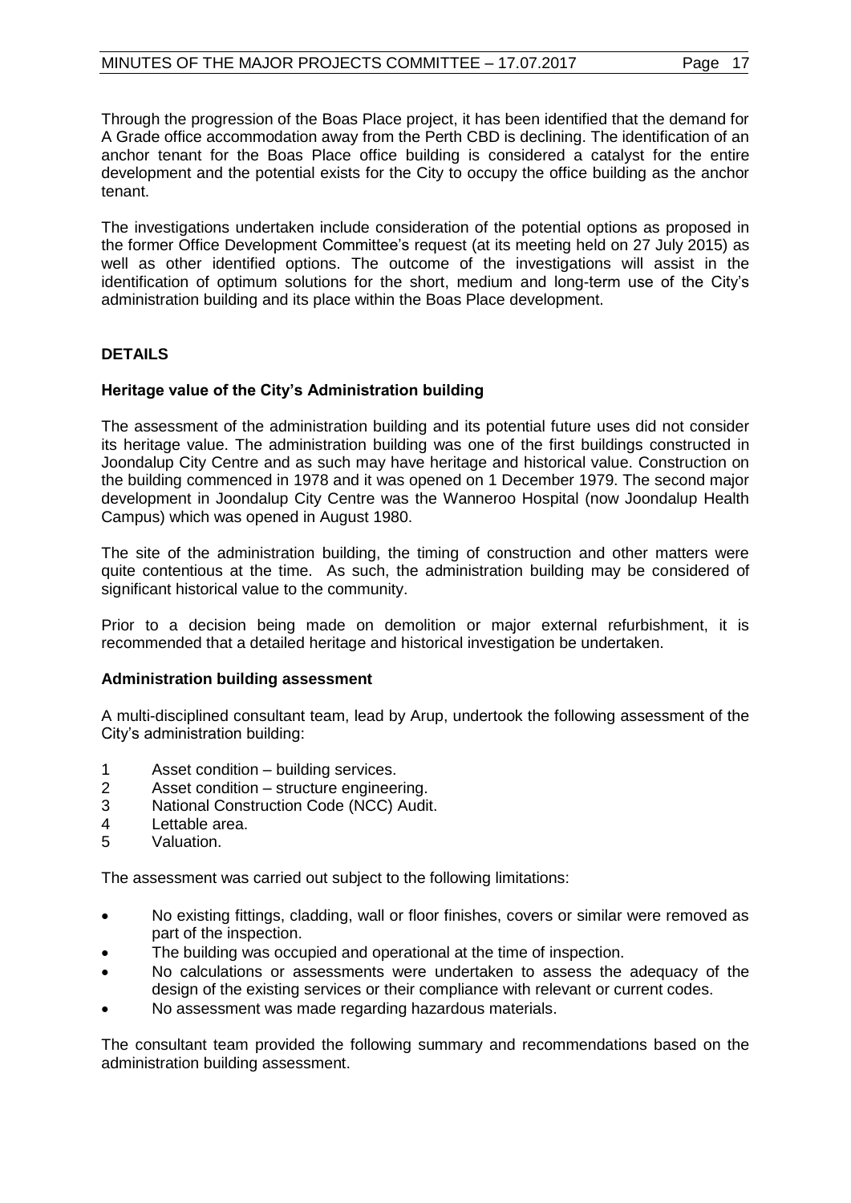Through the progression of the Boas Place project, it has been identified that the demand for A Grade office accommodation away from the Perth CBD is declining. The identification of an anchor tenant for the Boas Place office building is considered a catalyst for the entire development and the potential exists for the City to occupy the office building as the anchor tenant.

The investigations undertaken include consideration of the potential options as proposed in the former Office Development Committee's request (at its meeting held on 27 July 2015) as well as other identified options. The outcome of the investigations will assist in the identification of optimum solutions for the short, medium and long-term use of the City's administration building and its place within the Boas Place development.

## DETAILS

### Heritage value of the City's Administration building

The assessment of the administration building and its potential future uses did not consider its heritage value. The administration building was one of the first buildings constructed in Joondalup City Centre and as such may have heritage and historical value. Construction on the building commenced in 1978 and it was opened on 1 December 1979. The second major development in Joondalup City Centre was the Wanneroo Hospital (now Joondalup Health Campus) which was opened in August 1980.

The site of the administration building, the timing of construction and other matters were quite contentious at the time. As such, the administration building may be considered of significant historical value to the community.

Prior to a decision being made on demolition or major external refurbishment, it is recommended that a detailed heritage and historical investigation be undertaken.

### Administration building assessment

A multi-disciplined consultant team, lead by Arup, undertook the following assessment of the City's administration building:

1 Asset condition – building services.
2 Asset condition – structure engineering.
3 National Construction Code (NCC) Audit.
4 Lettable area.
5 Valuation.

The assessment was carried out subject to the following limitations:

- No existing fittings, cladding, wall or floor finishes, covers or similar were removed as part of the inspection.
- The building was occupied and operational at the time of inspection.
- No calculations or assessments were undertaken to assess the adequacy of the design of the existing services or their compliance with relevant or current codes.
- No assessment was made regarding hazardous materials.

The consultant team provided the following summary and recommendations based on the administration building assessment.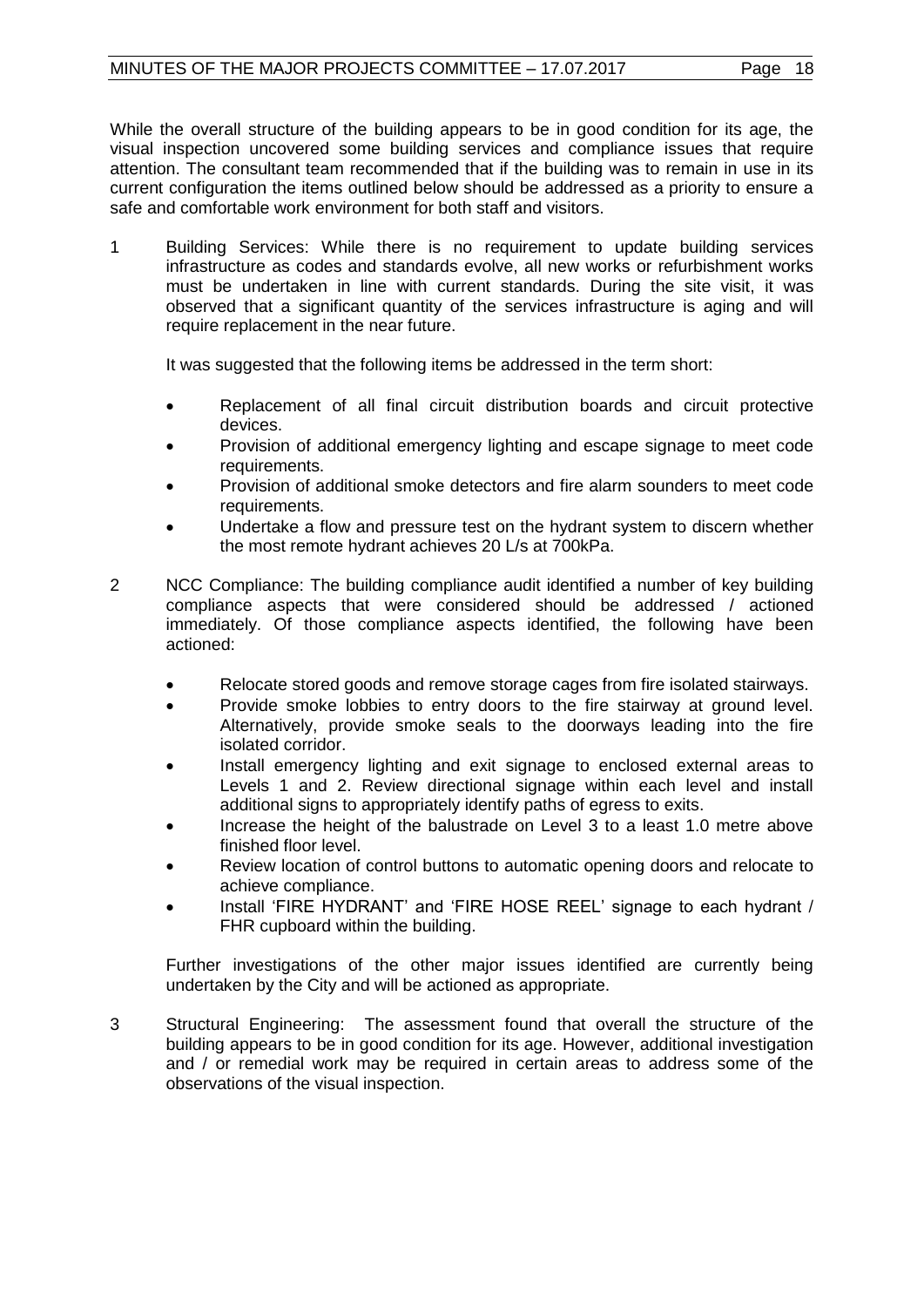While the overall structure of the building appears to be in good condition for its age, the visual inspection uncovered some building services and compliance issues that require attention. The consultant team recommended that if the building was to remain in use in its current configuration the items outlined below should be addressed as a priority to ensure a safe and comfortable work environment for both staff and visitors.

1 Building Services: While there is no requirement to update building services infrastructure as codes and standards evolve, all new works or refurbishment works must be undertaken in line with current standards. During the site visit, it was observed that a significant quantity of the services infrastructure is aging and will require replacement in the near future.

   It was suggested that the following items be addressed in the term short:

   - Replacement of all final circuit distribution boards and circuit protective devices.
   - Provision of additional emergency lighting and escape signage to meet code requirements.
   - Provision of additional smoke detectors and fire alarm sounders to meet code requirements.
   - Undertake a flow and pressure test on the hydrant system to discern whether the most remote hydrant achieves 20 L/s at 700kPa.

2 NCC Compliance: The building compliance audit identified a number of key building compliance aspects that were considered should be addressed / actioned immediately. Of those compliance aspects identified, the following have been actioned:

   - Relocate stored goods and remove storage cages from fire isolated stairways.
   - Provide smoke lobbies to entry doors to the fire stairway at ground level. Alternatively, provide smoke seals to the doorways leading into the fire isolated corridor.
   - Install emergency lighting and exit signage to enclosed external areas to Levels 1 and 2. Review directional signage within each level and install additional signs to appropriately identify paths of egress to exits.
   - Increase the height of the balustrade on Level 3 to a least 1.0 metre above finished floor level.
   - Review location of control buttons to automatic opening doors and relocate to achieve compliance.
   - Install 'FIRE HYDRANT' and 'FIRE HOSE REEL' signage to each hydrant / FHR cupboard within the building.

   Further investigations of the other major issues identified are currently being undertaken by the City and will be actioned as appropriate.

3 Structural Engineering: The assessment found that overall the structure of the building appears to be in good condition for its age. However, additional investigation and / or remedial work may be required in certain areas to address some of the observations of the visual inspection.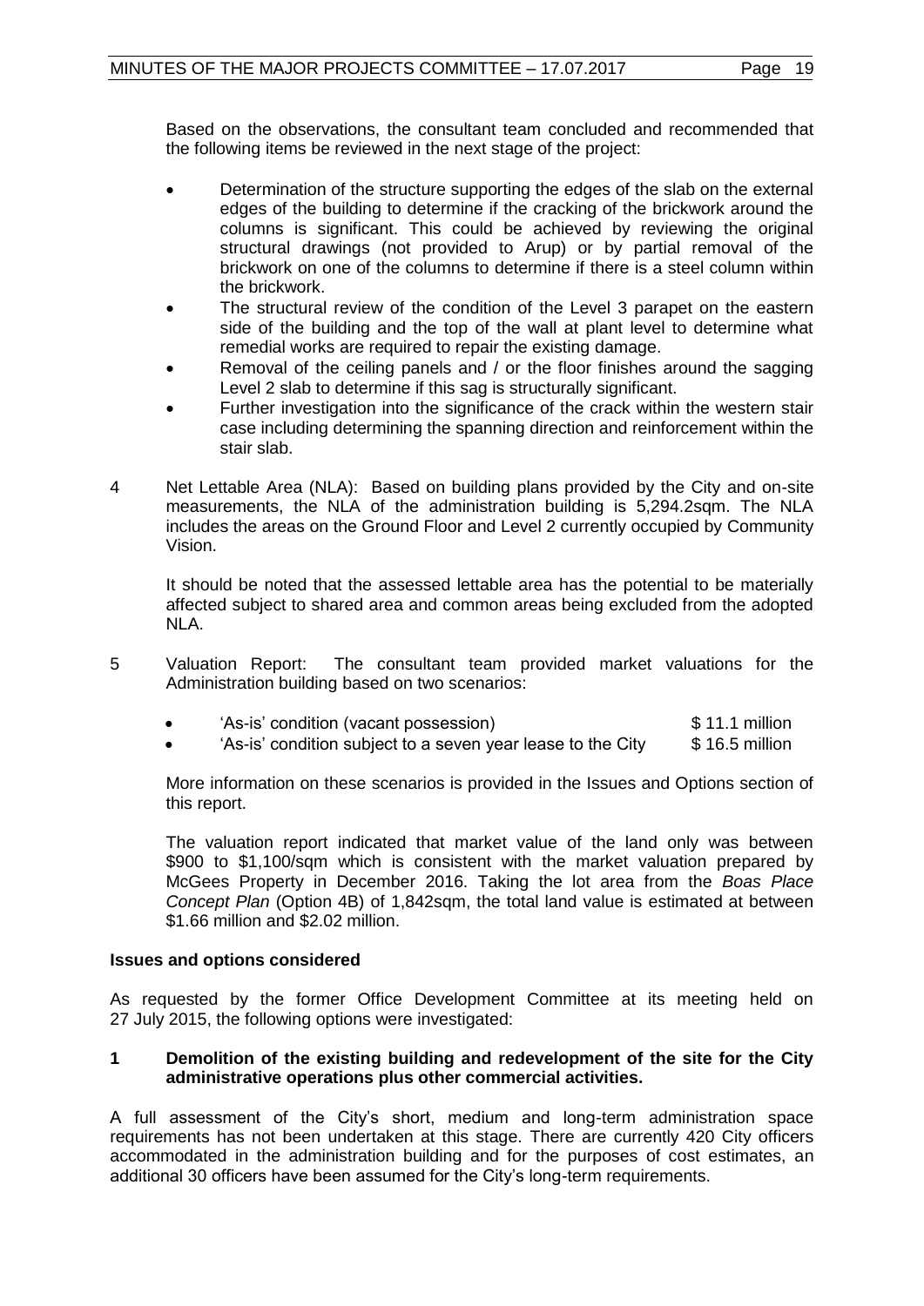Based on the observations, the consultant team concluded and recommended that the following items be reviewed in the next stage of the project:

- Determination of the structure supporting the edges of the slab on the external edges of the building to determine if the cracking of the brickwork around the columns is significant. This could be achieved by reviewing the original structural drawings (not provided to Arup) or by partial removal of the brickwork on one of the columns to determine if there is a steel column within the brickwork.
- The structural review of the condition of the Level 3 parapet on the eastern side of the building and the top of the wall at plant level to determine what remedial works are required to repair the existing damage.
- Removal of the ceiling panels and / or the floor finishes around the sagging Level 2 slab to determine if this sag is structurally significant.
- Further investigation into the significance of the crack within the western stair case including determining the spanning direction and reinforcement within the stair slab.

4 Net Lettable Area (NLA): Based on building plans provided by the City and on-site measurements, the NLA of the administration building is 5,294.2sqm. The NLA includes the areas on the Ground Floor and Level 2 currently occupied by Community Vision.

It should be noted that the assessed lettable area has the potential to be materially affected subject to shared area and common areas being excluded from the adopted NLA.

5 Valuation Report: The consultant team provided market valuations for the Administration building based on two scenarios:

- 'As-is' condition (vacant possession) $ 11.1 million
- 'As-is' condition subject to a seven year lease to the City $ 16.5 million

More information on these scenarios is provided in the Issues and Options section of this report.

The valuation report indicated that market value of the land only was between $900 to $1,100/sqm which is consistent with the market valuation prepared by McGees Property in December 2016. Taking the lot area from the *Boas Place Concept Plan* (Option 4B) of 1,842sqm, the total land value is estimated at between $1.66 million and $2.02 million.

**Issues and options considered**

As requested by the former Office Development Committee at its meeting held on 27 July 2015, the following options were investigated:

**1 Demolition of the existing building and redevelopment of the site for the City administrative operations plus other commercial activities.**

A full assessment of the City's short, medium and long-term administration space requirements has not been undertaken at this stage. There are currently 420 City officers accommodated in the administration building and for the purposes of cost estimates, an additional 30 officers have been assumed for the City's long-term requirements.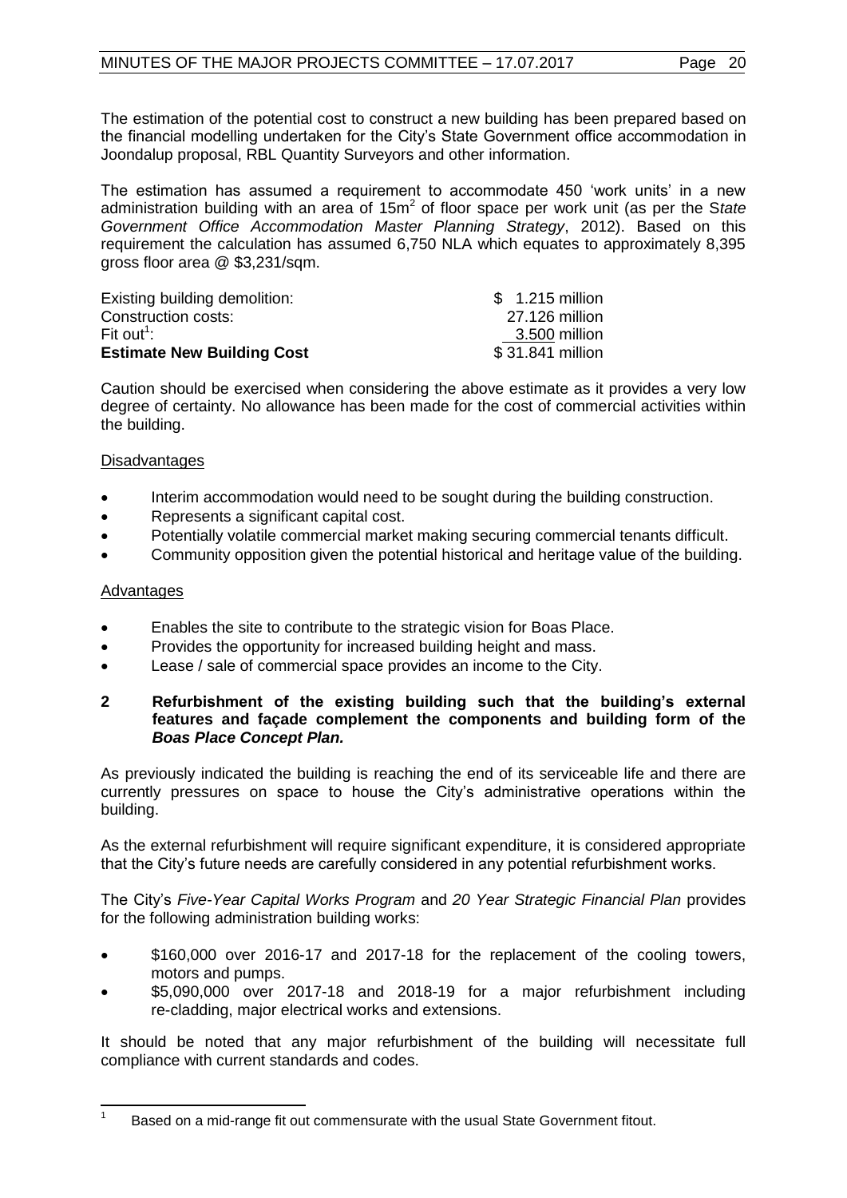The estimation of the potential cost to construct a new building has been prepared based on the financial modelling undertaken for the City's State Government office accommodation in Joondalup proposal, RBL Quantity Surveyors and other information.

The estimation has assumed a requirement to accommodate 450 'work units' in a new administration building with an area of 15m$^2$ of floor space per work unit (as per the *State Government Office Accommodation Master Planning Strategy*, 2012). Based on this requirement the calculation has assumed 6,750 NLA which equates to approximately 8,395 gross floor area @ $3,231/sqm.

| | |
|---|---|
| Existing building demolition: | $ 1.215 million |
| Construction costs: | 27.126 million |
| Fit out[1]: | 3.500 million |
| **Estimate New Building Cost** | $ 31.841 million |

Caution should be exercised when considering the above estimate as it provides a very low degree of certainty. No allowance has been made for the cost of commercial activities within the building.

Disadvantages

- Interim accommodation would need to be sought during the building construction.
- Represents a significant capital cost.
- Potentially volatile commercial market making securing commercial tenants difficult.
- Community opposition given the potential historical and heritage value of the building.

Advantages

- Enables the site to contribute to the strategic vision for Boas Place.
- Provides the opportunity for increased building height and mass.
- Lease / sale of commercial space provides an income to the City.

**2 Refurbishment of the existing building such that the building's external features and façade complement the components and building form of the *Boas Place Concept Plan.***

As previously indicated the building is reaching the end of its serviceable life and there are currently pressures on space to house the City's administrative operations within the building.

As the external refurbishment will require significant expenditure, it is considered appropriate that the City's future needs are carefully considered in any potential refurbishment works.

The City's *Five-Year Capital Works Program* and *20 Year Strategic Financial Plan* provides for the following administration building works:

- $160,000 over 2016-17 and 2017-18 for the replacement of the cooling towers, motors and pumps.
- $5,090,000 over 2017-18 and 2018-19 for a major refurbishment including re-cladding, major electrical works and extensions.

It should be noted that any major refurbishment of the building will necessitate full compliance with current standards and codes.

[1] Based on a mid-range fit out commensurate with the usual State Government fitout.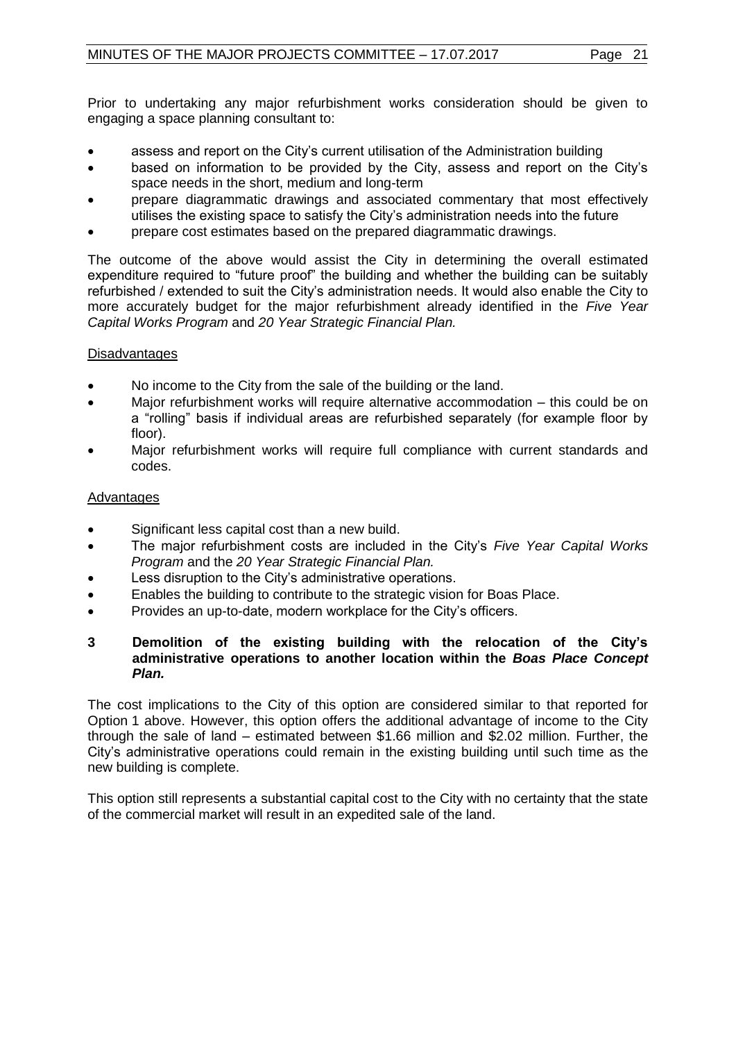Prior to undertaking any major refurbishment works consideration should be given to engaging a space planning consultant to:

- assess and report on the City's current utilisation of the Administration building
- based on information to be provided by the City, assess and report on the City's space needs in the short, medium and long-term
- prepare diagrammatic drawings and associated commentary that most effectively utilises the existing space to satisfy the City's administration needs into the future
- prepare cost estimates based on the prepared diagrammatic drawings.

The outcome of the above would assist the City in determining the overall estimated expenditure required to "future proof" the building and whether the building can be suitably refurbished / extended to suit the City's administration needs. It would also enable the City to more accurately budget for the major refurbishment already identified in the *Five Year Capital Works Program* and *20 Year Strategic Financial Plan.*

<u>Disadvantages</u>

- No income to the City from the sale of the building or the land.
- Major refurbishment works will require alternative accommodation – this could be on a "rolling" basis if individual areas are refurbished separately (for example floor by floor).
- Major refurbishment works will require full compliance with current standards and codes.

<u>Advantages</u>

- Significant less capital cost than a new build.
- The major refurbishment costs are included in the City's *Five Year Capital Works Program* and the *20 Year Strategic Financial Plan.*
- Less disruption to the City's administrative operations.
- Enables the building to contribute to the strategic vision for Boas Place.
- Provides an up-to-date, modern workplace for the City's officers.

**3 Demolition of the existing building with the relocation of the City's administrative operations to another location within the *Boas Place Concept Plan.***

The cost implications to the City of this option are considered similar to that reported for Option 1 above. However, this option offers the additional advantage of income to the City through the sale of land – estimated between $1.66 million and $2.02 million. Further, the City's administrative operations could remain in the existing building until such time as the new building is complete.

This option still represents a substantial capital cost to the City with no certainty that the state of the commercial market will result in an expedited sale of the land.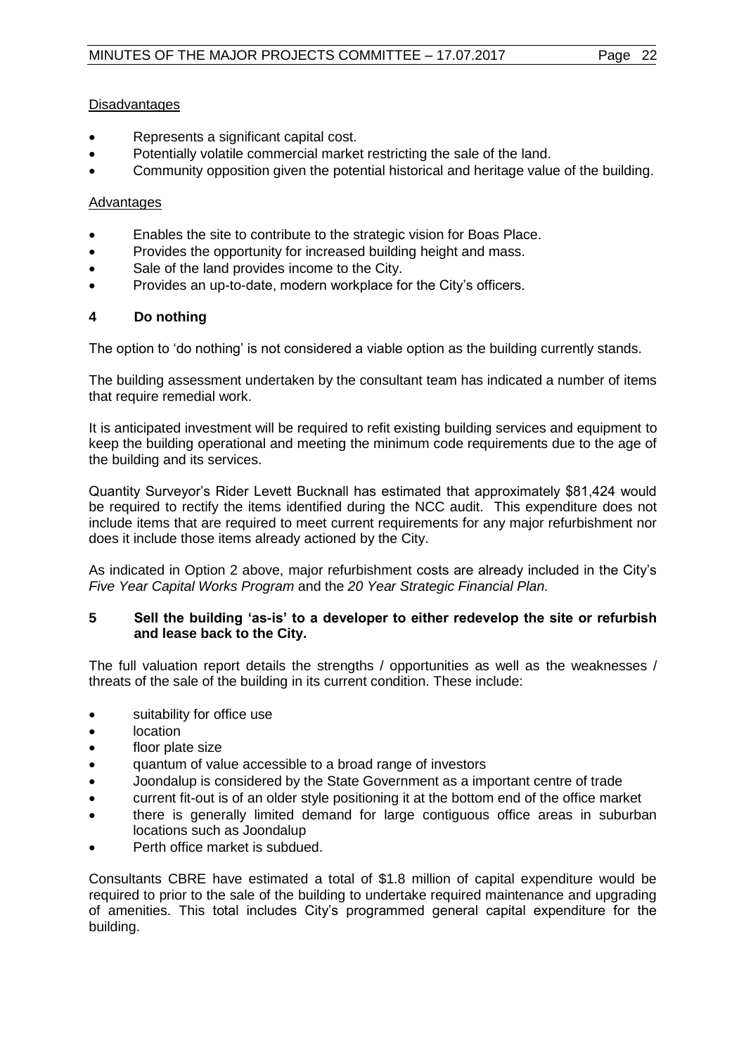<u>Disadvantages</u>

- Represents a significant capital cost.
- Potentially volatile commercial market restricting the sale of the land.
- Community opposition given the potential historical and heritage value of the building.

<u>Advantages</u>

- Enables the site to contribute to the strategic vision for Boas Place.
- Provides the opportunity for increased building height and mass.
- Sale of the land provides income to the City.
- Provides an up-to-date, modern workplace for the City's officers.

### 4 Do nothing

The option to 'do nothing' is not considered a viable option as the building currently stands.

The building assessment undertaken by the consultant team has indicated a number of items that require remedial work.

It is anticipated investment will be required to refit existing building services and equipment to keep the building operational and meeting the minimum code requirements due to the age of the building and its services.

Quantity Surveyor's Rider Levett Bucknall has estimated that approximately $81,424 would be required to rectify the items identified during the NCC audit. This expenditure does not include items that are required to meet current requirements for any major refurbishment nor does it include those items already actioned by the City.

As indicated in Option 2 above, major refurbishment costs are already included in the City's *Five Year Capital Works Program* and the *20 Year Strategic Financial Plan.*

### 5 Sell the building 'as-is' to a developer to either redevelop the site or refurbish and lease back to the City.

The full valuation report details the strengths / opportunities as well as the weaknesses / threats of the sale of the building in its current condition. These include:

- suitability for office use
- location
- floor plate size
- quantum of value accessible to a broad range of investors
- Joondalup is considered by the State Government as a important centre of trade
- current fit-out is of an older style positioning it at the bottom end of the office market
- there is generally limited demand for large contiguous office areas in suburban locations such as Joondalup
- Perth office market is subdued.

Consultants CBRE have estimated a total of $1.8 million of capital expenditure would be required to prior to the sale of the building to undertake required maintenance and upgrading of amenities. This total includes City's programmed general capital expenditure for the building.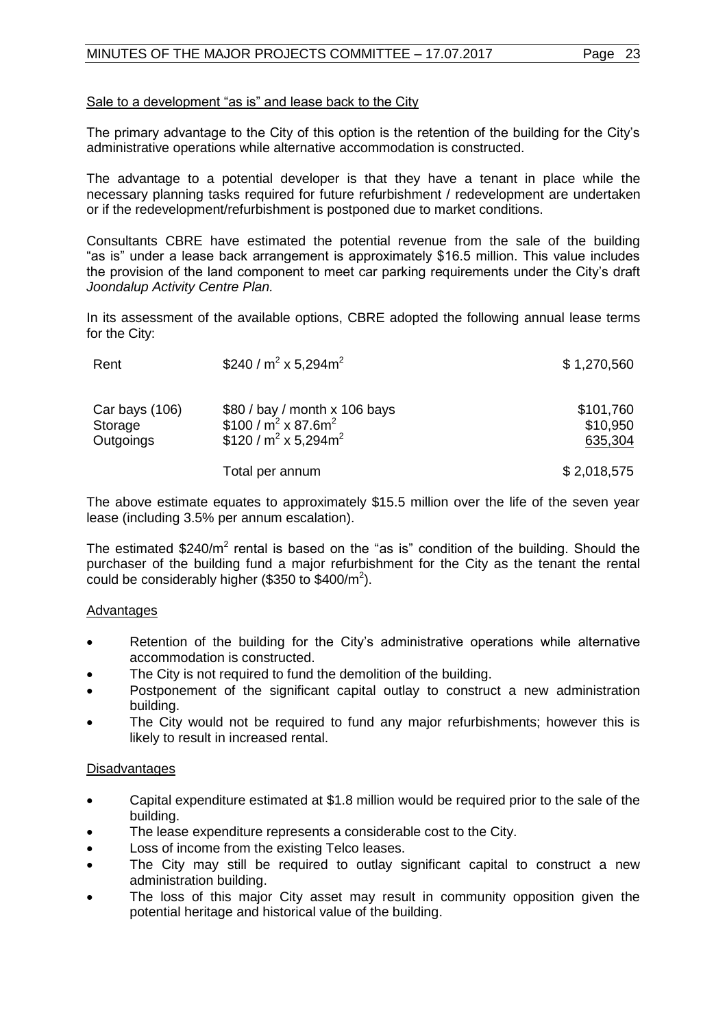Sale to a development "as is" and lease back to the City

The primary advantage to the City of this option is the retention of the building for the City's administrative operations while alternative accommodation is constructed.

The advantage to a potential developer is that they have a tenant in place while the necessary planning tasks required for future refurbishment / redevelopment are undertaken or if the redevelopment/refurbishment is postponed due to market conditions.

Consultants CBRE have estimated the potential revenue from the sale of the building "as is" under a lease back arrangement is approximately \$16.5 million. This value includes the provision of the land component to meet car parking requirements under the City's draft *Joondalup Activity Centre Plan.*

In its assessment of the available options, CBRE adopted the following annual lease terms for the City:

| | | |
|---|---|---|
| Rent | \$240 / $m^2$ x 5,294$m^2$ | \$ 1,270,560 |
| Car bays (106) | \$80 / bay / month x 106 bays | \$101,760 |
| Storage | \$100 / $m^2$ x 87.6$m^2$ | \$10,950 |
| Outgoings | \$120 / $m^2$ x 5,294$m^2$ | 635,304 |
| | Total per annum | \$ 2,018,575 |

The above estimate equates to approximately \$15.5 million over the life of the seven year lease (including 3.5% per annum escalation).

The estimated \$240/$m^2$ rental is based on the "as is" condition of the building. Should the purchaser of the building fund a major refurbishment for the City as the tenant the rental could be considerably higher (\$350 to \$400/$m^2$).

Advantages

- Retention of the building for the City's administrative operations while alternative accommodation is constructed.
- The City is not required to fund the demolition of the building.
- Postponement of the significant capital outlay to construct a new administration building.
- The City would not be required to fund any major refurbishments; however this is likely to result in increased rental.

Disadvantages

- Capital expenditure estimated at \$1.8 million would be required prior to the sale of the building.
- The lease expenditure represents a considerable cost to the City.
- Loss of income from the existing Telco leases.
- The City may still be required to outlay significant capital to construct a new administration building.
- The loss of this major City asset may result in community opposition given the potential heritage and historical value of the building.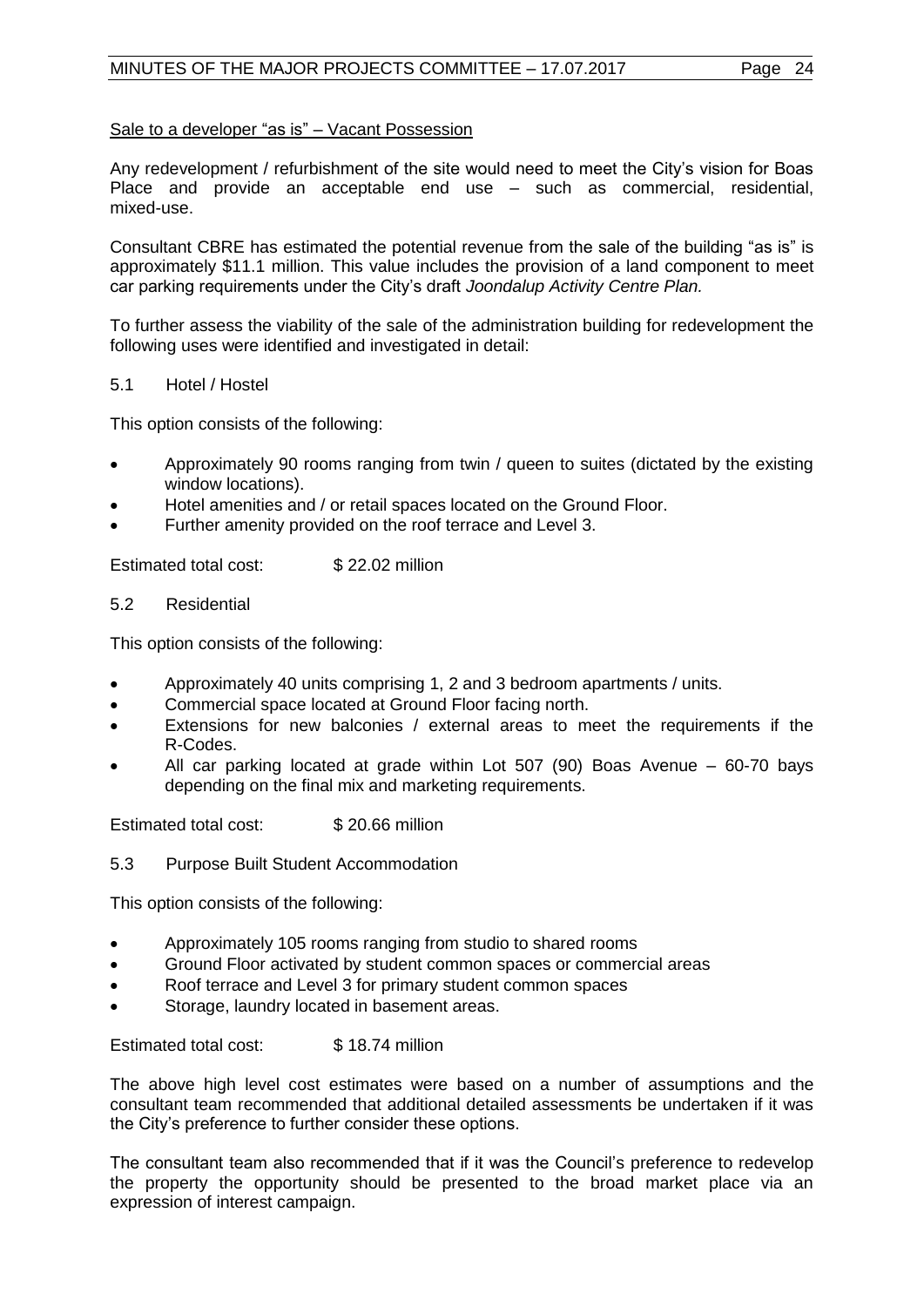Sale to a developer "as is" – Vacant Possession

Any redevelopment / refurbishment of the site would need to meet the City's vision for Boas Place and provide an acceptable end use – such as commercial, residential, mixed-use.

Consultant CBRE has estimated the potential revenue from the sale of the building "as is" is approximately $11.1 million. This value includes the provision of a land component to meet car parking requirements under the City's draft *Joondalup Activity Centre Plan.*

To further assess the viability of the sale of the administration building for redevelopment the following uses were identified and investigated in detail:

5.1 Hotel / Hostel

This option consists of the following:

- Approximately 90 rooms ranging from twin / queen to suites (dictated by the existing window locations).
- Hotel amenities and / or retail spaces located on the Ground Floor.
- Further amenity provided on the roof terrace and Level 3.

Estimated total cost: $ 22.02 million

5.2 Residential

This option consists of the following:

- Approximately 40 units comprising 1, 2 and 3 bedroom apartments / units.
- Commercial space located at Ground Floor facing north.
- Extensions for new balconies / external areas to meet the requirements if the R-Codes.
- All car parking located at grade within Lot 507 (90) Boas Avenue – 60-70 bays depending on the final mix and marketing requirements.

Estimated total cost: $ 20.66 million

5.3 Purpose Built Student Accommodation

This option consists of the following:

- Approximately 105 rooms ranging from studio to shared rooms
- Ground Floor activated by student common spaces or commercial areas
- Roof terrace and Level 3 for primary student common spaces
- Storage, laundry located in basement areas.

Estimated total cost: $ 18.74 million

The above high level cost estimates were based on a number of assumptions and the consultant team recommended that additional detailed assessments be undertaken if it was the City's preference to further consider these options.

The consultant team also recommended that if it was the Council's preference to redevelop the property the opportunity should be presented to the broad market place via an expression of interest campaign.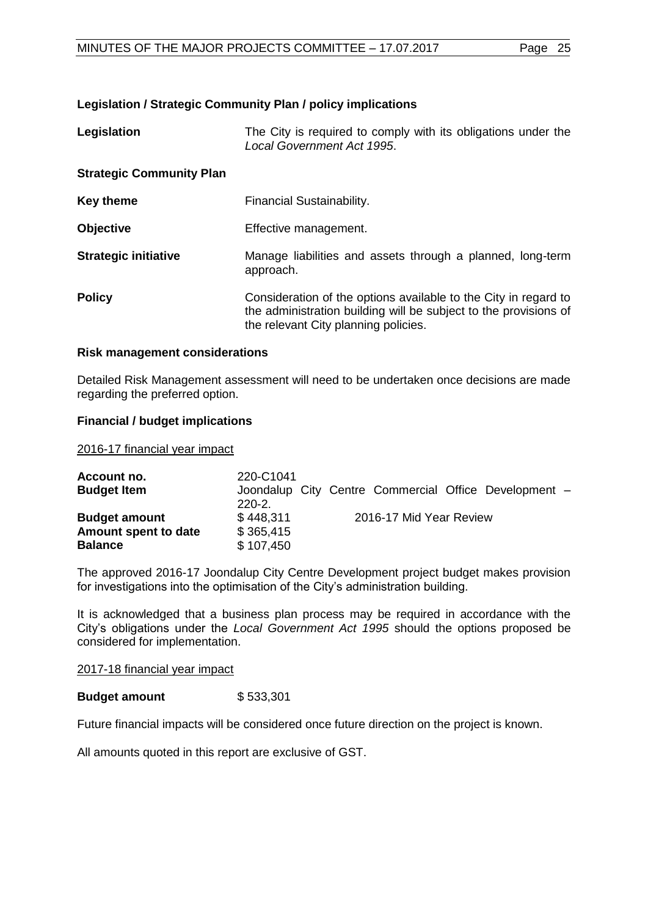### Legislation / Strategic Community Plan / policy implications

| | |
|---|---|
| **Legislation** | The City is required to comply with its obligations under the *Local Government Act 1995*. |
| **Strategic Community Plan** | |
| **Key theme** | Financial Sustainability. |
| **Objective** | Effective management. |
| **Strategic initiative** | Manage liabilities and assets through a planned, long-term approach. |
| **Policy** | Consideration of the options available to the City in regard to the administration building will be subject to the provisions of the relevant City planning policies. |

### Risk management considerations

Detailed Risk Management assessment will need to be undertaken once decisions are made regarding the preferred option.

### Financial / budget implications

2016-17 financial year impact

| | | |
|---|---|---|
| **Account no.** | 220-C1041 | |
| **Budget Item** | Joondalup City Centre Commercial Office Development – 220-2. | |
| **Budget amount** | $ 448,311 | 2016-17 Mid Year Review |
| **Amount spent to date** | $ 365,415 | |
| **Balance** | $ 107,450 | |

The approved 2016-17 Joondalup City Centre Development project budget makes provision for investigations into the optimisation of the City's administration building.

It is acknowledged that a business plan process may be required in accordance with the City's obligations under the *Local Government Act 1995* should the options proposed be considered for implementation.

2017-18 financial year impact

**Budget amount** $ 533,301

Future financial impacts will be considered once future direction on the project is known.

All amounts quoted in this report are exclusive of GST.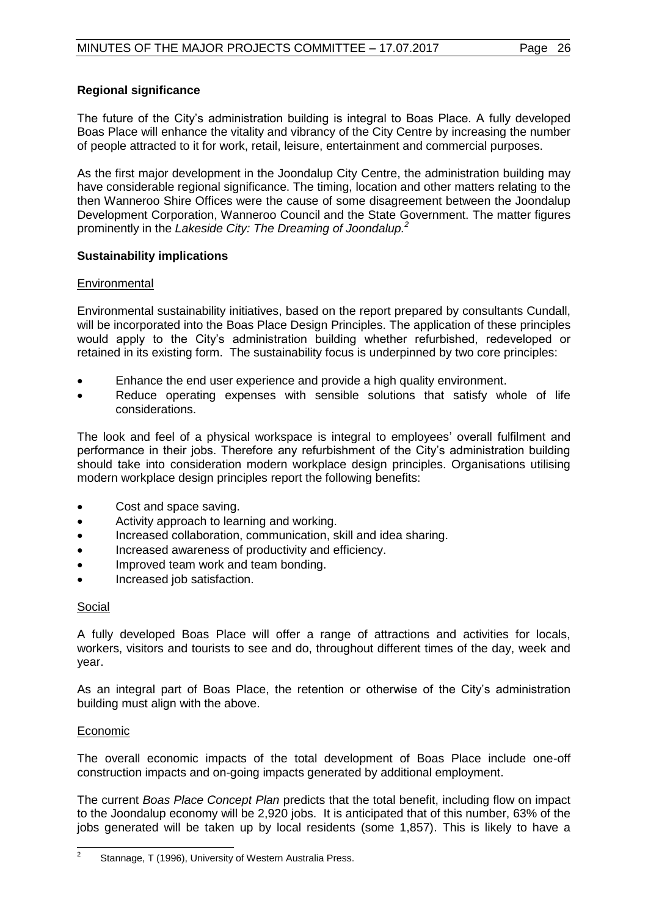**Regional significance**

The future of the City's administration building is integral to Boas Place. A fully developed Boas Place will enhance the vitality and vibrancy of the City Centre by increasing the number of people attracted to it for work, retail, leisure, entertainment and commercial purposes.

As the first major development in the Joondalup City Centre, the administration building may have considerable regional significance. The timing, location and other matters relating to the then Wanneroo Shire Offices were the cause of some disagreement between the Joondalup Development Corporation, Wanneroo Council and the State Government. The matter figures prominently in the *Lakeside City: The Dreaming of Joondalup.*[2]

**Sustainability implications**

Environmental

Environmental sustainability initiatives, based on the report prepared by consultants Cundall, will be incorporated into the Boas Place Design Principles. The application of these principles would apply to the City's administration building whether refurbished, redeveloped or retained in its existing form. The sustainability focus is underpinned by two core principles:

- Enhance the end user experience and provide a high quality environment.
- Reduce operating expenses with sensible solutions that satisfy whole of life considerations.

The look and feel of a physical workspace is integral to employees' overall fulfilment and performance in their jobs. Therefore any refurbishment of the City's administration building should take into consideration modern workplace design principles. Organisations utilising modern workplace design principles report the following benefits:

- Cost and space saving.
- Activity approach to learning and working.
- Increased collaboration, communication, skill and idea sharing.
- Increased awareness of productivity and efficiency.
- Improved team work and team bonding.
- Increased job satisfaction.

Social

A fully developed Boas Place will offer a range of attractions and activities for locals, workers, visitors and tourists to see and do, throughout different times of the day, week and year.

As an integral part of Boas Place, the retention or otherwise of the City's administration building must align with the above.

Economic

The overall economic impacts of the total development of Boas Place include one-off construction impacts and on-going impacts generated by additional employment.

The current *Boas Place Concept Plan* predicts that the total benefit, including flow on impact to the Joondalup economy will be 2,920 jobs. It is anticipated that of this number, 63% of the jobs generated will be taken up by local residents (some 1,857). This is likely to have a

[2] Stannage, T (1996), University of Western Australia Press.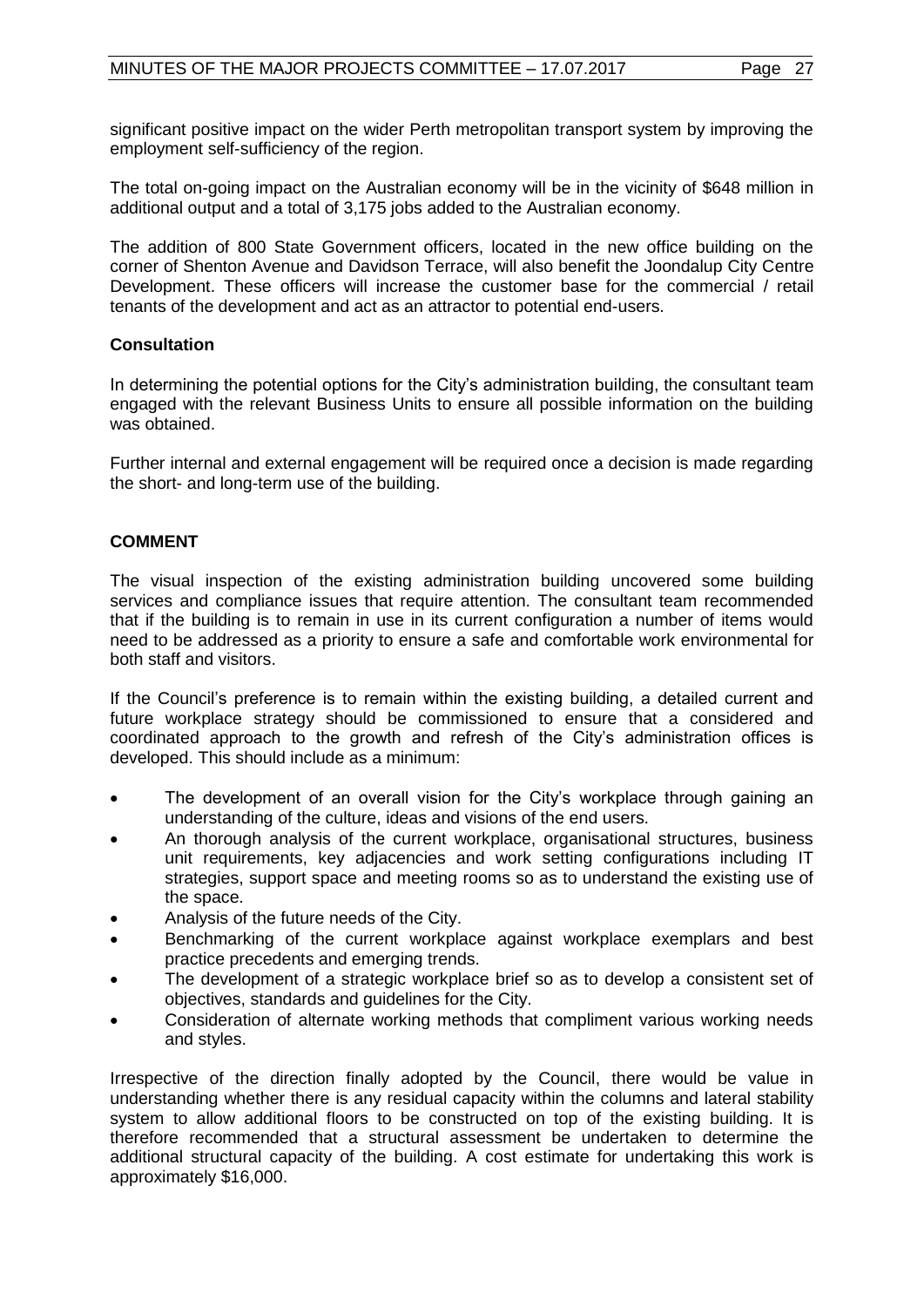significant positive impact on the wider Perth metropolitan transport system by improving the employment self-sufficiency of the region.

The total on-going impact on the Australian economy will be in the vicinity of $648 million in additional output and a total of 3,175 jobs added to the Australian economy.

The addition of 800 State Government officers, located in the new office building on the corner of Shenton Avenue and Davidson Terrace, will also benefit the Joondalup City Centre Development. These officers will increase the customer base for the commercial / retail tenants of the development and act as an attractor to potential end-users.

**Consultation**

In determining the potential options for the City's administration building, the consultant team engaged with the relevant Business Units to ensure all possible information on the building was obtained.

Further internal and external engagement will be required once a decision is made regarding the short- and long-term use of the building.

## COMMENT

The visual inspection of the existing administration building uncovered some building services and compliance issues that require attention. The consultant team recommended that if the building is to remain in use in its current configuration a number of items would need to be addressed as a priority to ensure a safe and comfortable work environmental for both staff and visitors.

If the Council's preference is to remain within the existing building, a detailed current and future workplace strategy should be commissioned to ensure that a considered and coordinated approach to the growth and refresh of the City's administration offices is developed. This should include as a minimum:

- The development of an overall vision for the City's workplace through gaining an understanding of the culture, ideas and visions of the end users.
- An thorough analysis of the current workplace, organisational structures, business unit requirements, key adjacencies and work setting configurations including IT strategies, support space and meeting rooms so as to understand the existing use of the space.
- Analysis of the future needs of the City.
- Benchmarking of the current workplace against workplace exemplars and best practice precedents and emerging trends.
- The development of a strategic workplace brief so as to develop a consistent set of objectives, standards and guidelines for the City.
- Consideration of alternate working methods that compliment various working needs and styles.

Irrespective of the direction finally adopted by the Council, there would be value in understanding whether there is any residual capacity within the columns and lateral stability system to allow additional floors to be constructed on top of the existing building. It is therefore recommended that a structural assessment be undertaken to determine the additional structural capacity of the building. A cost estimate for undertaking this work is approximately $16,000.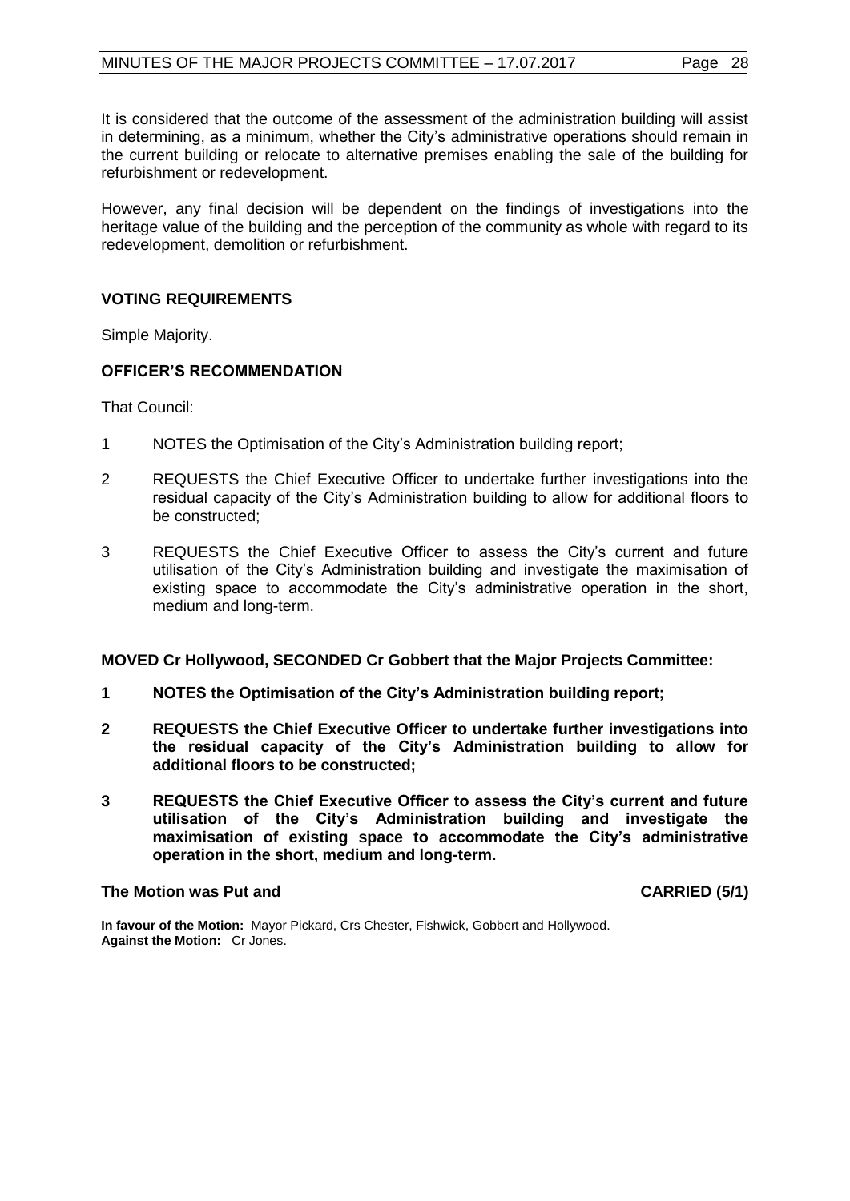It is considered that the outcome of the assessment of the administration building will assist in determining, as a minimum, whether the City's administrative operations should remain in the current building or relocate to alternative premises enabling the sale of the building for refurbishment or redevelopment.

However, any final decision will be dependent on the findings of investigations into the heritage value of the building and the perception of the community as whole with regard to its redevelopment, demolition or refurbishment.

**VOTING REQUIREMENTS**

Simple Majority.

**OFFICER'S RECOMMENDATION**

That Council:

1 NOTES the Optimisation of the City's Administration building report;

2 REQUESTS the Chief Executive Officer to undertake further investigations into the residual capacity of the City's Administration building to allow for additional floors to be constructed;

3 REQUESTS the Chief Executive Officer to assess the City's current and future utilisation of the City's Administration building and investigate the maximisation of existing space to accommodate the City's administrative operation in the short, medium and long-term.

**MOVED Cr Hollywood, SECONDED Cr Gobbert that the Major Projects Committee:**

**1 NOTES the Optimisation of the City's Administration building report;**

**2 REQUESTS the Chief Executive Officer to undertake further investigations into the residual capacity of the City's Administration building to allow for additional floors to be constructed;**

**3 REQUESTS the Chief Executive Officer to assess the City's current and future utilisation of the City's Administration building and investigate the maximisation of existing space to accommodate the City's administrative operation in the short, medium and long-term.**

**The Motion was Put and CARRIED (5/1)**

**In favour of the Motion:** Mayor Pickard, Crs Chester, Fishwick, Gobbert and Hollywood.
**Against the Motion:** Cr Jones.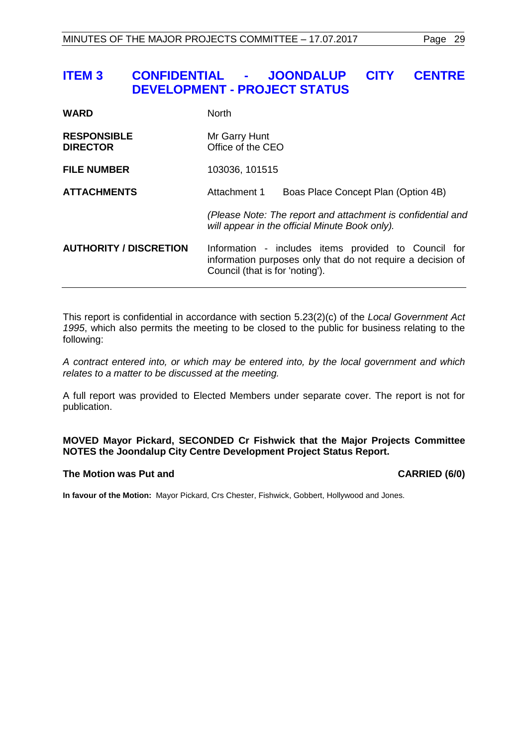## ITEM 3 CONFIDENTIAL - JOONDALUP CITY CENTRE DEVELOPMENT - PROJECT STATUS

| | | |
|---|---|---|
| **WARD** | North | |
| **RESPONSIBLE DIRECTOR** | Mr Garry Hunt<br>Office of the CEO | |
| **FILE NUMBER** | 103036, 101515 | |
| **ATTACHMENTS** | Attachment 1 | Boas Place Concept Plan (Option 4B) |
| | *(Please Note: The report and attachment is confidential and will appear in the official Minute Book only).* | |
| **AUTHORITY / DISCRETION** | Information - includes items provided to Council for information purposes only that do not require a decision of Council (that is for 'noting'). | |

This report is confidential in accordance with section 5.23(2)(c) of the *Local Government Act 1995*, which also permits the meeting to be closed to the public for business relating to the following:

*A contract entered into, or which may be entered into, by the local government and which relates to a matter to be discussed at the meeting.*

A full report was provided to Elected Members under separate cover. The report is not for publication.

**MOVED Mayor Pickard, SECONDED Cr Fishwick that the Major Projects Committee NOTES the Joondalup City Centre Development Project Status Report.**

**The Motion was Put and CARRIED (6/0)**

**In favour of the Motion:** Mayor Pickard, Crs Chester, Fishwick, Gobbert, Hollywood and Jones.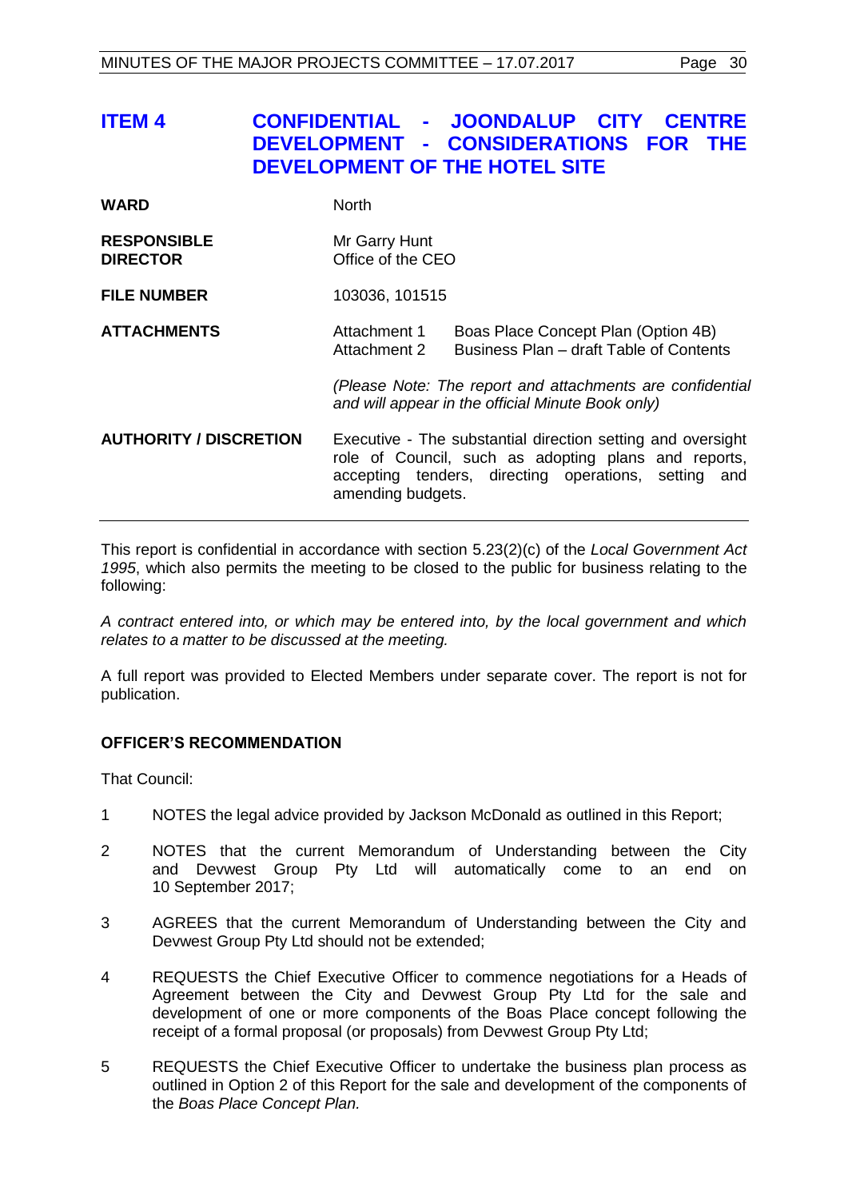# ITEM 4 CONFIDENTIAL - JOONDALUP CITY CENTRE DEVELOPMENT - CONSIDERATIONS FOR THE DEVELOPMENT OF THE HOTEL SITE

| | | |
|---|---|---|
| **WARD** | North | |
| **RESPONSIBLE DIRECTOR** | Mr Garry Hunt<br>Office of the CEO | |
| **FILE NUMBER** | 103036, 101515 | |
| **ATTACHMENTS** | Attachment 1<br>Attachment 2 | Boas Place Concept Plan (Option 4B)<br>Business Plan – draft Table of Contents |
| | *(Please Note: The report and attachments are confidential and will appear in the official Minute Book only)* | |
| **AUTHORITY / DISCRETION** | Executive - The substantial direction setting and oversight role of Council, such as adopting plans and reports, accepting tenders, directing operations, setting and amending budgets. | |

This report is confidential in accordance with section 5.23(2)(c) of the *Local Government Act 1995*, which also permits the meeting to be closed to the public for business relating to the following:

*A contract entered into, or which may be entered into, by the local government and which relates to a matter to be discussed at the meeting.*

A full report was provided to Elected Members under separate cover. The report is not for publication.

## OFFICER'S RECOMMENDATION

That Council:

1 NOTES the legal advice provided by Jackson McDonald as outlined in this Report;

2 NOTES that the current Memorandum of Understanding between the City and Devwest Group Pty Ltd will automatically come to an end on 10 September 2017;

3 AGREES that the current Memorandum of Understanding between the City and Devwest Group Pty Ltd should not be extended;

4 REQUESTS the Chief Executive Officer to commence negotiations for a Heads of Agreement between the City and Devwest Group Pty Ltd for the sale and development of one or more components of the Boas Place concept following the receipt of a formal proposal (or proposals) from Devwest Group Pty Ltd;

5 REQUESTS the Chief Executive Officer to undertake the business plan process as outlined in Option 2 of this Report for the sale and development of the components of the *Boas Place Concept Plan.*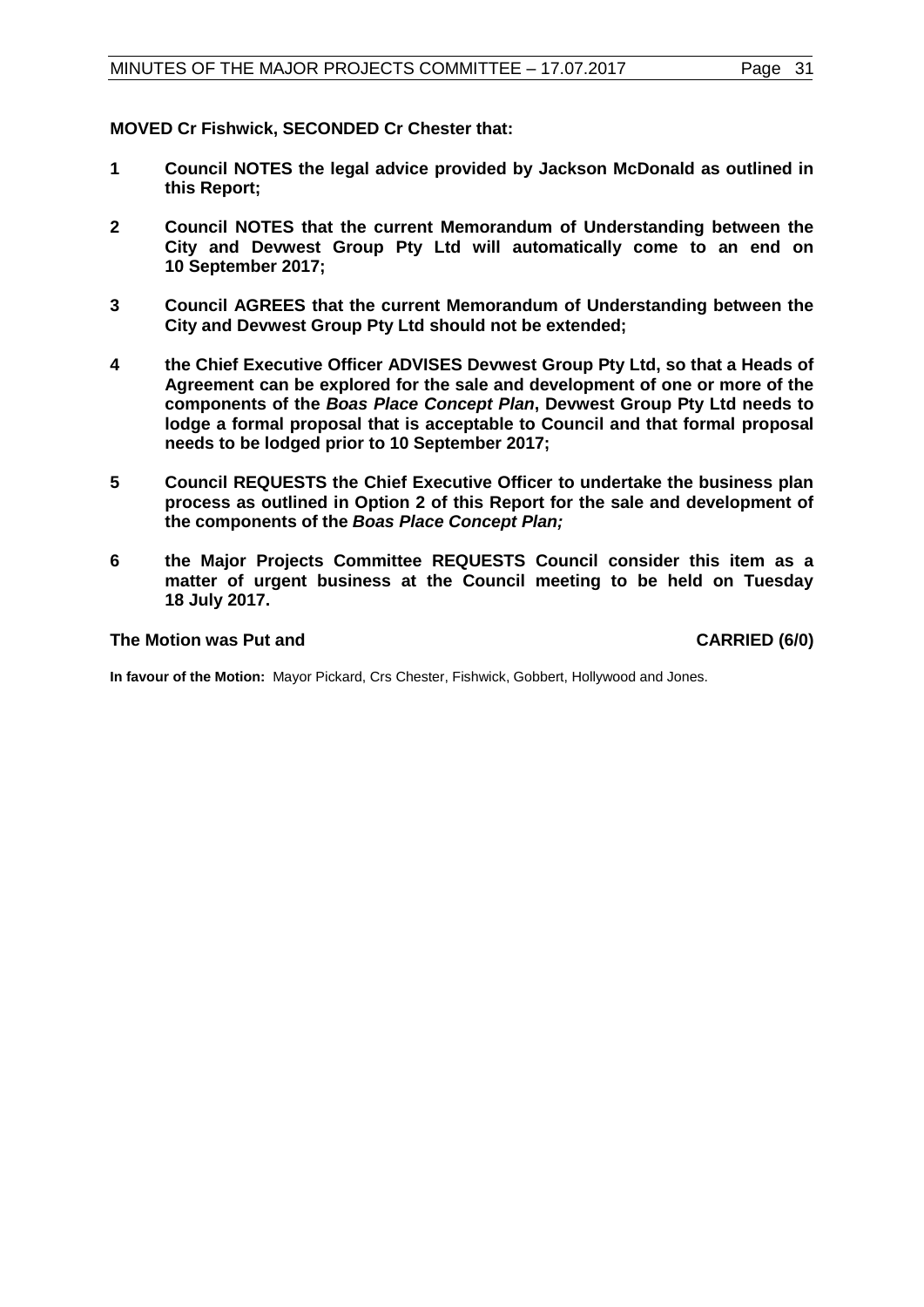**MOVED Cr Fishwick, SECONDED Cr Chester that:**

1. **Council NOTES the legal advice provided by Jackson McDonald as outlined in this Report;**

2. **Council NOTES that the current Memorandum of Understanding between the City and Devwest Group Pty Ltd will automatically come to an end on 10 September 2017;**

3. **Council AGREES that the current Memorandum of Understanding between the City and Devwest Group Pty Ltd should not be extended;**

4. **the Chief Executive Officer ADVISES Devwest Group Pty Ltd, so that a Heads of Agreement can be explored for the sale and development of one or more of the components of the *Boas Place Concept Plan*, Devwest Group Pty Ltd needs to lodge a formal proposal that is acceptable to Council and that formal proposal needs to be lodged prior to 10 September 2017;**

5. **Council REQUESTS the Chief Executive Officer to undertake the business plan process as outlined in Option 2 of this Report for the sale and development of the components of the *Boas Place Concept Plan;***

6. **the Major Projects Committee REQUESTS Council consider this item as a matter of urgent business at the Council meeting to be held on Tuesday 18 July 2017.**

**The Motion was Put and** **CARRIED (6/0)**

**In favour of the Motion:** Mayor Pickard, Crs Chester, Fishwick, Gobbert, Hollywood and Jones.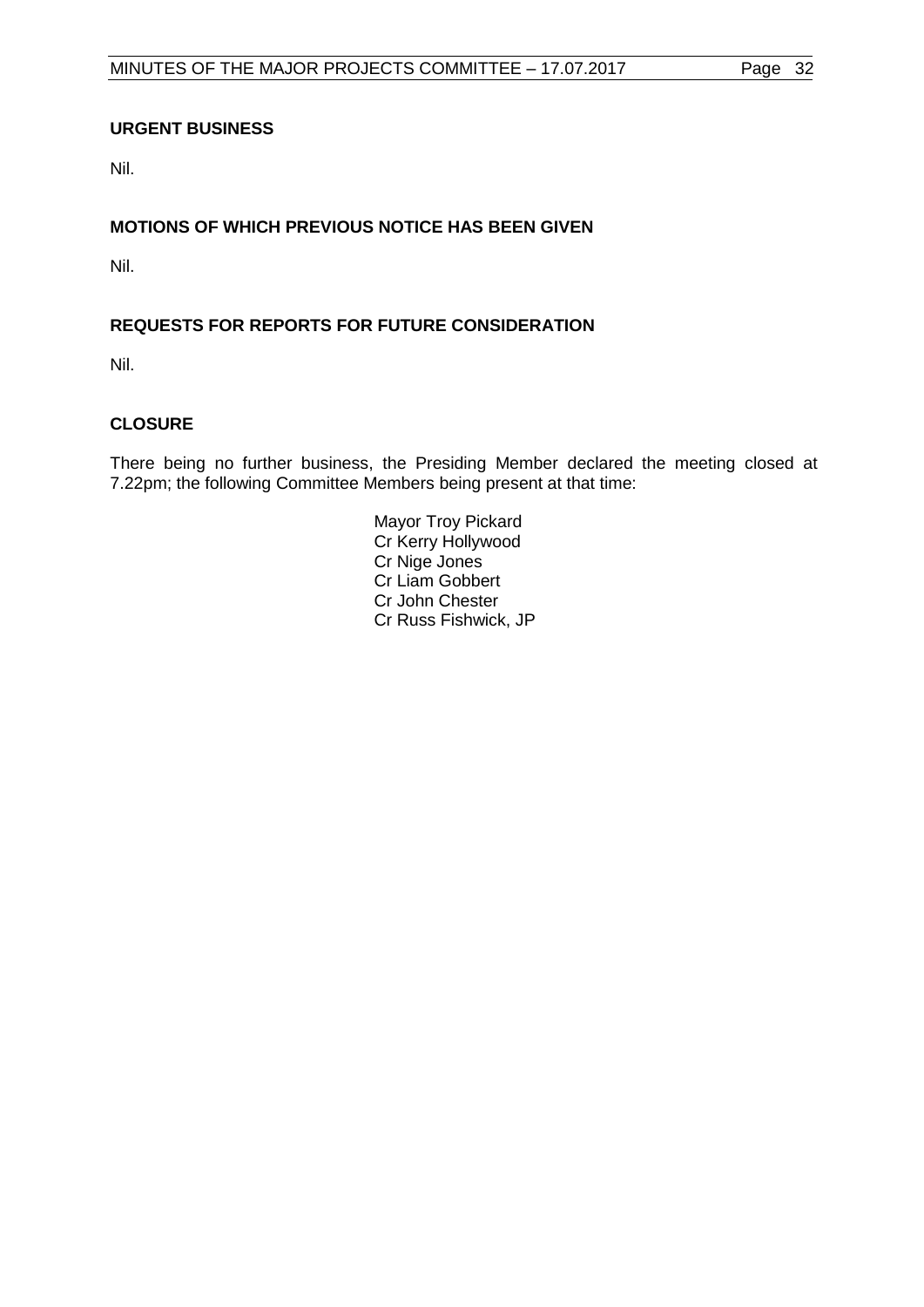**URGENT BUSINESS**

Nil.

**MOTIONS OF WHICH PREVIOUS NOTICE HAS BEEN GIVEN**

Nil.

**REQUESTS FOR REPORTS FOR FUTURE CONSIDERATION**

Nil.

**CLOSURE**

There being no further business, the Presiding Member declared the meeting closed at 7.22pm; the following Committee Members being present at that time:

Mayor Troy Pickard
Cr Kerry Hollywood
Cr Nige Jones
Cr Liam Gobbert
Cr John Chester
Cr Russ Fishwick, JP